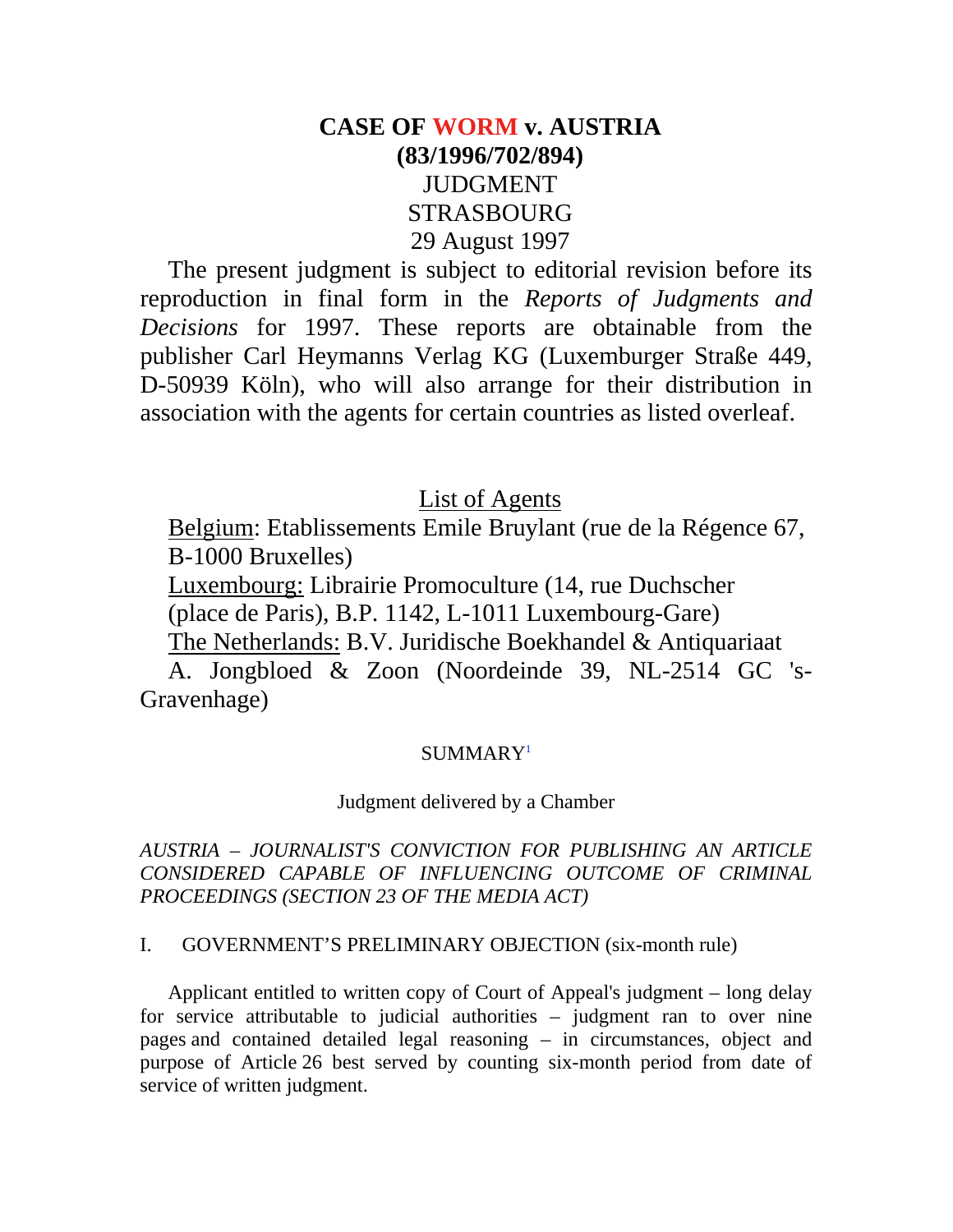# CASE OF WORM v. AUSTRIA
## (83/1996/702/894)

JUDGMENT

STRASBOURG

29 August 1997

The present judgment is subject to editorial revision before its reproduction in final form in the *Reports of Judgments and Decisions* for 1997. These reports are obtainable from the publisher Carl Heymanns Verlag KG (Luxemburger Straße 449, D-50939 Köln), who will also arrange for their distribution in association with the agents for certain countries as listed overleaf.

List of Agents

Belgium: Etablissements Emile Bruylant (rue de la Régence 67, B-1000 Bruxelles)

Luxembourg: Librairie Promoculture (14, rue Duchscher (place de Paris), B.P. 1142, L-1011 Luxembourg-Gare)

The Netherlands: B.V. Juridische Boekhandel & Antiquariaat A. Jongbloed & Zoon (Noordeinde 39, NL-2514 GC 's-Gravenhage)

SUMMARY[1]

Judgment delivered by a Chamber

*AUSTRIA – JOURNALIST'S CONVICTION FOR PUBLISHING AN ARTICLE CONSIDERED CAPABLE OF INFLUENCING OUTCOME OF CRIMINAL PROCEEDINGS (SECTION 23 OF THE MEDIA ACT)*

I. GOVERNMENT'S PRELIMINARY OBJECTION (six-month rule)

Applicant entitled to written copy of Court of Appeal's judgment – long delay for service attributable to judicial authorities – judgment ran to over nine pages and contained detailed legal reasoning – in circumstances, object and purpose of Article 26 best served by counting six-month period from date of service of written judgment.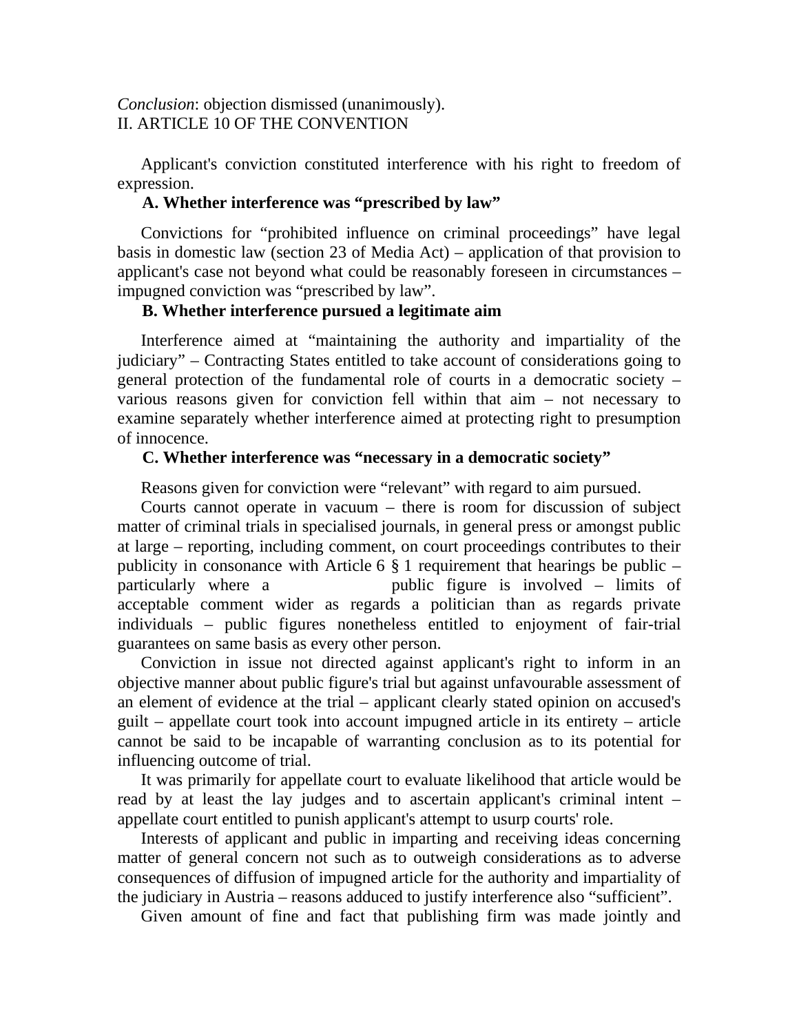*Conclusion*: objection dismissed (unanimously).

II. ARTICLE 10 OF THE CONVENTION

Applicant's conviction constituted interference with his right to freedom of expression.

**A. Whether interference was "prescribed by law"**

Convictions for "prohibited influence on criminal proceedings" have legal basis in domestic law (section 23 of Media Act) – application of that provision to applicant's case not beyond what could be reasonably foreseen in circumstances – impugned conviction was "prescribed by law".

**B. Whether interference pursued a legitimate aim**

Interference aimed at "maintaining the authority and impartiality of the judiciary" – Contracting States entitled to take account of considerations going to general protection of the fundamental role of courts in a democratic society – various reasons given for conviction fell within that aim – not necessary to examine separately whether interference aimed at protecting right to presumption of innocence.

**C. Whether interference was "necessary in a democratic society"**

Reasons given for conviction were "relevant" with regard to aim pursued.

Courts cannot operate in vacuum – there is room for discussion of subject matter of criminal trials in specialised journals, in general press or amongst public at large – reporting, including comment, on court proceedings contributes to their publicity in consonance with Article 6 § 1 requirement that hearings be public – particularly where a public figure is involved – limits of acceptable comment wider as regards a politician than as regards private individuals – public figures nonetheless entitled to enjoyment of fair-trial guarantees on same basis as every other person.

Conviction in issue not directed against applicant's right to inform in an objective manner about public figure's trial but against unfavourable assessment of an element of evidence at the trial – applicant clearly stated opinion on accused's guilt – appellate court took into account impugned article in its entirety – article cannot be said to be incapable of warranting conclusion as to its potential for influencing outcome of trial.

It was primarily for appellate court to evaluate likelihood that article would be read by at least the lay judges and to ascertain applicant's criminal intent – appellate court entitled to punish applicant's attempt to usurp courts' role.

Interests of applicant and public in imparting and receiving ideas concerning matter of general concern not such as to outweigh considerations as to adverse consequences of diffusion of impugned article for the authority and impartiality of the judiciary in Austria – reasons adduced to justify interference also "sufficient".

Given amount of fine and fact that publishing firm was made jointly and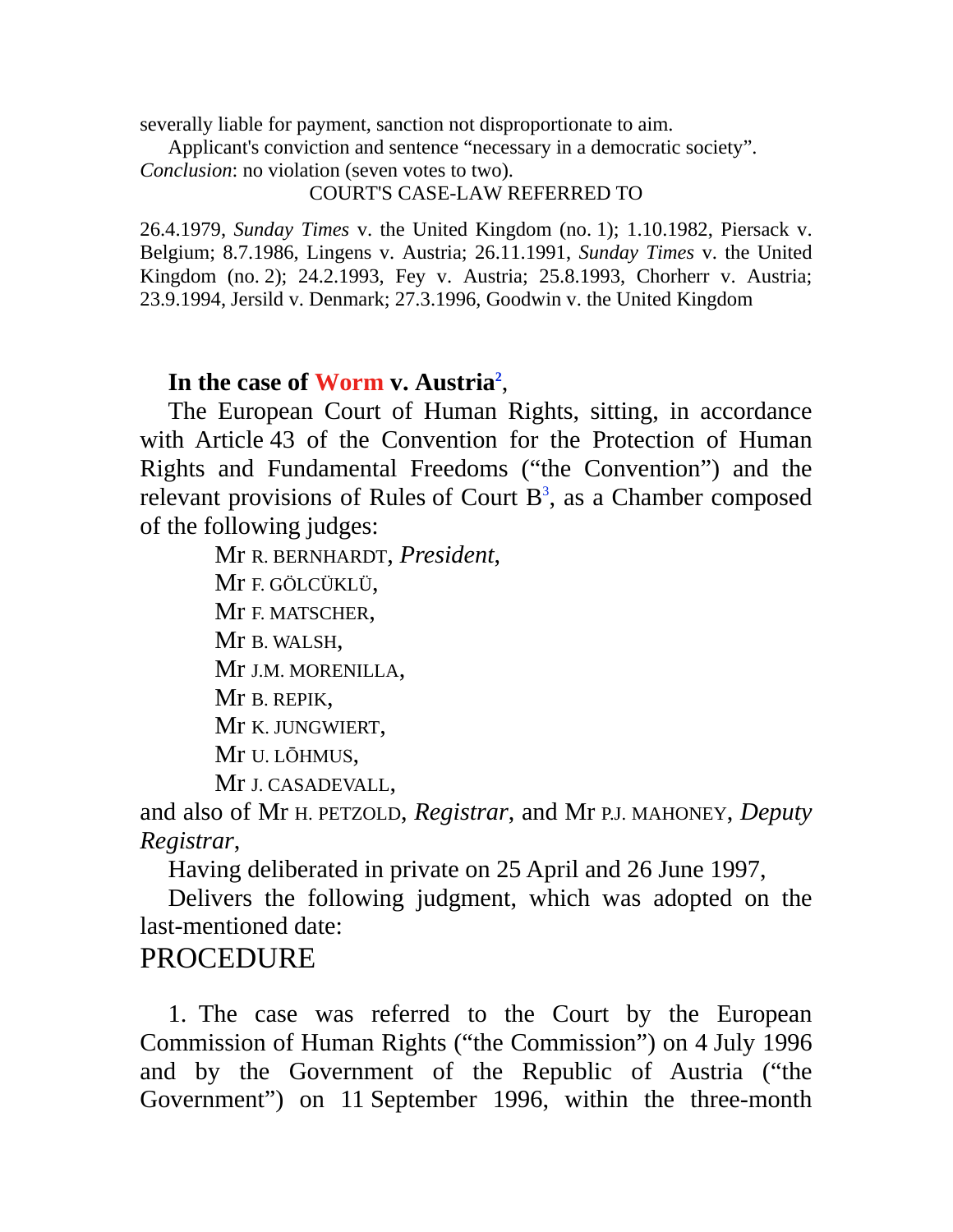severally liable for payment, sanction not disproportionate to aim.

Applicant's conviction and sentence "necessary in a democratic society".

*Conclusion*: no violation (seven votes to two).

COURT'S CASE-LAW REFERRED TO

26.4.1979, *Sunday Times* v. the United Kingdom (no. 1); 1.10.1982, Piersack v. Belgium; 8.7.1986, Lingens v. Austria; 26.11.1991, *Sunday Times* v. the United Kingdom (no. 2); 24.2.1993, Fey v. Austria; 25.8.1993, Chorherr v. Austria; 23.9.1994, Jersild v. Denmark; 27.3.1996, Goodwin v. the United Kingdom

**In the case of Worm v. Austria**[2],

The European Court of Human Rights, sitting, in accordance with Article 43 of the Convention for the Protection of Human Rights and Fundamental Freedoms ("the Convention") and the relevant provisions of Rules of Court B[3], as a Chamber composed of the following judges:

Mr R. BERNHARDT, *President*,
Mr F. GÖLCÜKLÜ,
Mr F. MATSCHER,
Mr B. WALSH,
Mr J.M. MORENILLA,
Mr B. REPIK,
Mr K. JUNGWIERT,
Mr U. LÕHMUS,
Mr J. CASADEVALL,

and also of Mr H. PETZOLD, *Registrar*, and Mr P.J. MAHONEY, *Deputy Registrar*,

Having deliberated in private on 25 April and 26 June 1997,

Delivers the following judgment, which was adopted on the last-mentioned date:

# PROCEDURE

1. The case was referred to the Court by the European Commission of Human Rights ("the Commission") on 4 July 1996 and by the Government of the Republic of Austria ("the Government") on 11 September 1996, within the three-month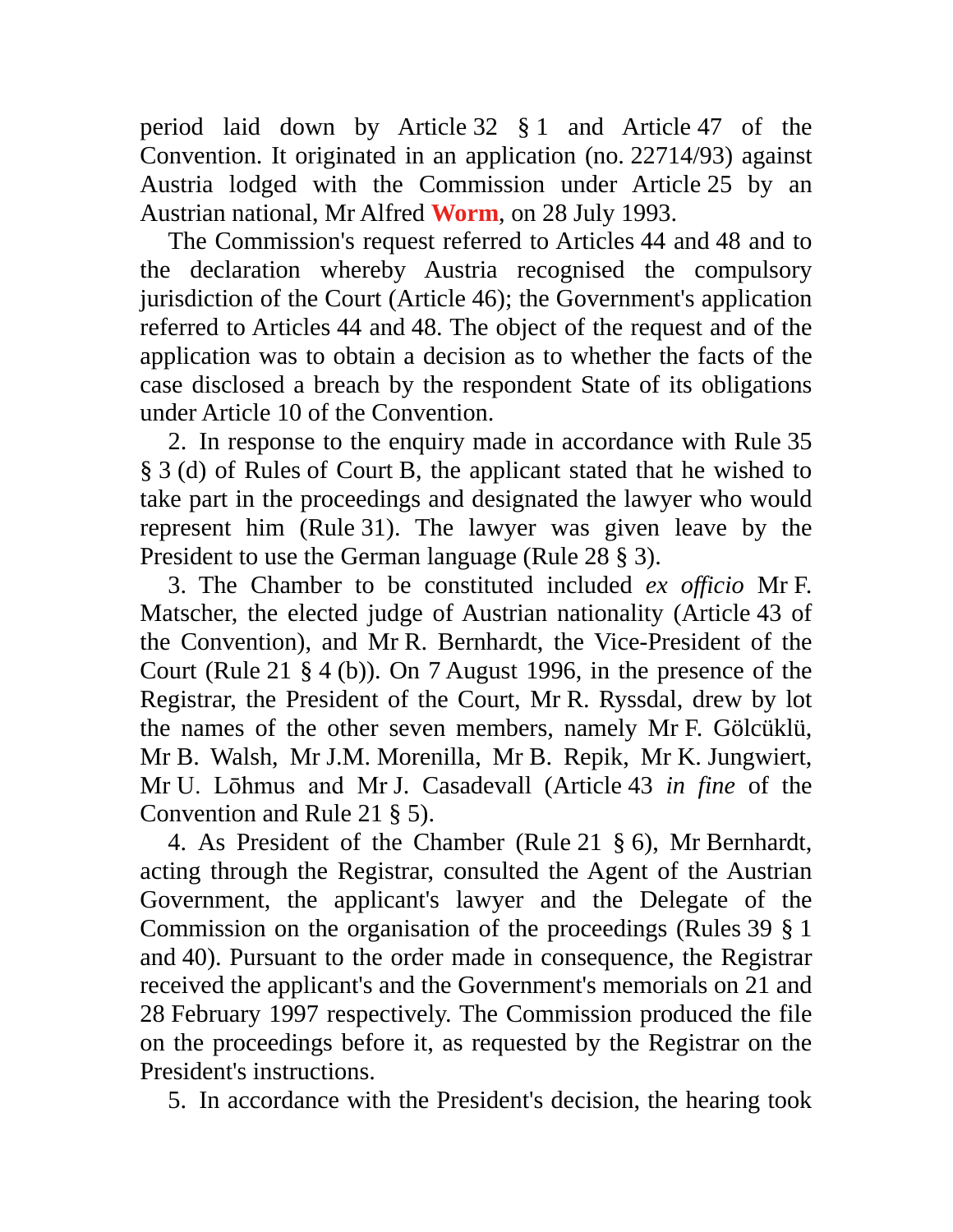period laid down by Article 32 § 1 and Article 47 of the Convention. It originated in an application (no. 22714/93) against Austria lodged with the Commission under Article 25 by an Austrian national, Mr Alfred **Worm**, on 28 July 1993.

The Commission's request referred to Articles 44 and 48 and to the declaration whereby Austria recognised the compulsory jurisdiction of the Court (Article 46); the Government's application referred to Articles 44 and 48. The object of the request and of the application was to obtain a decision as to whether the facts of the case disclosed a breach by the respondent State of its obligations under Article 10 of the Convention.

2. In response to the enquiry made in accordance with Rule 35 § 3 (d) of Rules of Court B, the applicant stated that he wished to take part in the proceedings and designated the lawyer who would represent him (Rule 31). The lawyer was given leave by the President to use the German language (Rule 28 § 3).

3. The Chamber to be constituted included *ex officio* Mr F. Matscher, the elected judge of Austrian nationality (Article 43 of the Convention), and Mr R. Bernhardt, the Vice-President of the Court (Rule 21 § 4 (b)). On 7 August 1996, in the presence of the Registrar, the President of the Court, Mr R. Ryssdal, drew by lot the names of the other seven members, namely Mr F. Gölcüklü, Mr B. Walsh, Mr J.M. Morenilla, Mr B. Repik, Mr K. Jungwiert, Mr U. Lōhmus and Mr J. Casadevall (Article 43 *in fine* of the Convention and Rule 21 § 5).

4. As President of the Chamber (Rule 21 § 6), Mr Bernhardt, acting through the Registrar, consulted the Agent of the Austrian Government, the applicant's lawyer and the Delegate of the Commission on the organisation of the proceedings (Rules 39 § 1 and 40). Pursuant to the order made in consequence, the Registrar received the applicant's and the Government's memorials on 21 and 28 February 1997 respectively. The Commission produced the file on the proceedings before it, as requested by the Registrar on the President's instructions.

5. In accordance with the President's decision, the hearing took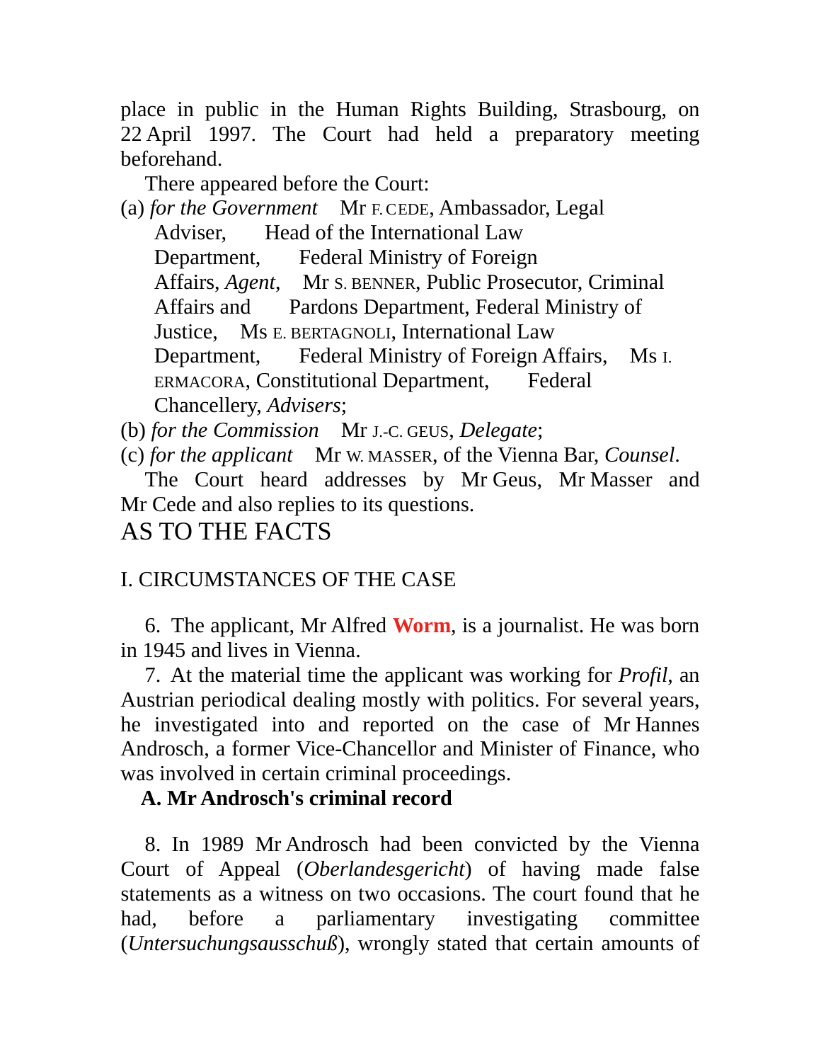place in public in the Human Rights Building, Strasbourg, on 22 April 1997. The Court had held a preparatory meeting beforehand.

There appeared before the Court:

(a) *for the Government* Mr F. CEDE, Ambassador, Legal Adviser, Head of the International Law Department, Federal Ministry of Foreign Affairs, *Agent*, Mr S. BENNER, Public Prosecutor, Criminal Affairs and Pardons Department, Federal Ministry of Justice, Ms E. BERTAGNOLI, International Law Department, Federal Ministry of Foreign Affairs, Ms I. ERMACORA, Constitutional Department, Federal Chancellery, *Advisers*;

(b) *for the Commission* Mr J.-C. GEUS, *Delegate*;

(c) *for the applicant* Mr W. MASSER, of the Vienna Bar, *Counsel*.

The Court heard addresses by Mr Geus, Mr Masser and Mr Cede and also replies to its questions.

# AS TO THE FACTS

## I. CIRCUMSTANCES OF THE CASE

6. The applicant, Mr Alfred **Worm**, is a journalist. He was born in 1945 and lives in Vienna.

7. At the material time the applicant was working for *Profil*, an Austrian periodical dealing mostly with politics. For several years, he investigated into and reported on the case of Mr Hannes Androsch, a former Vice-Chancellor and Minister of Finance, who was involved in certain criminal proceedings.

### A. Mr Androsch's criminal record

8. In 1989 Mr Androsch had been convicted by the Vienna Court of Appeal (*Oberlandesgericht*) of having made false statements as a witness on two occasions. The court found that he had, before a parliamentary investigating committee (*Untersuchungsausschuß*), wrongly stated that certain amounts of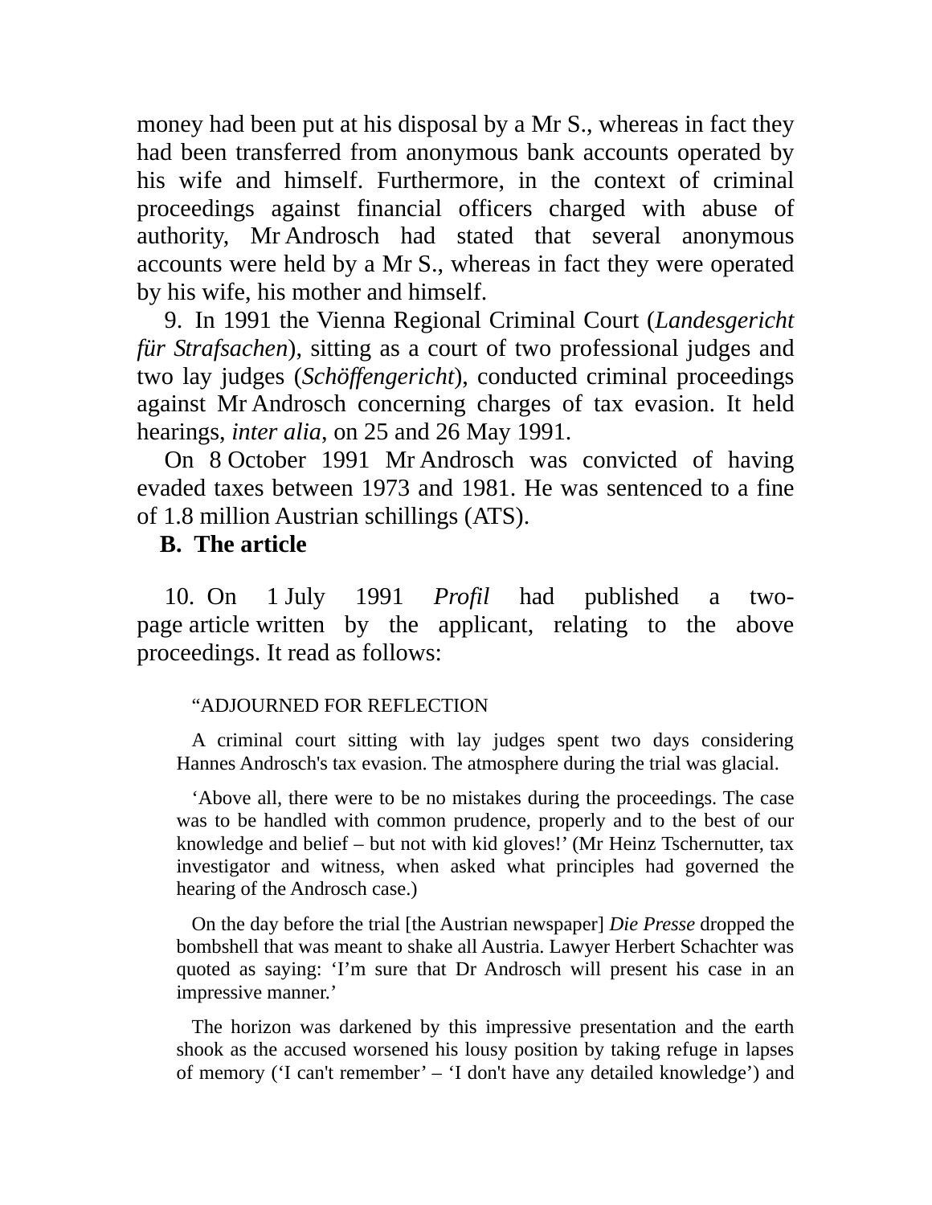money had been put at his disposal by a Mr S., whereas in fact they had been transferred from anonymous bank accounts operated by his wife and himself. Furthermore, in the context of criminal proceedings against financial officers charged with abuse of authority, Mr Androsch had stated that several anonymous accounts were held by a Mr S., whereas in fact they were operated by his wife, his mother and himself.

9. In 1991 the Vienna Regional Criminal Court (*Landesgericht für Strafsachen*), sitting as a court of two professional judges and two lay judges (*Schöffengericht*), conducted criminal proceedings against Mr Androsch concerning charges of tax evasion. It held hearings, *inter alia*, on 25 and 26 May 1991.

On 8 October 1991 Mr Androsch was convicted of having evaded taxes between 1973 and 1981. He was sentenced to a fine of 1.8 million Austrian schillings (ATS).

## B. The article

10. On 1 July 1991 *Profil* had published a two-page article written by the applicant, relating to the above proceedings. It read as follows:

> "ADJOURNED FOR REFLECTION
>
> A criminal court sitting with lay judges spent two days considering Hannes Androsch's tax evasion. The atmosphere during the trial was glacial.
>
> 'Above all, there were to be no mistakes during the proceedings. The case was to be handled with common prudence, properly and to the best of our knowledge and belief – but not with kid gloves!' (Mr Heinz Tschernutter, tax investigator and witness, when asked what principles had governed the hearing of the Androsch case.)
>
> On the day before the trial [the Austrian newspaper] *Die Presse* dropped the bombshell that was meant to shake all Austria. Lawyer Herbert Schachter was quoted as saying: 'I'm sure that Dr Androsch will present his case in an impressive manner.'
>
> The horizon was darkened by this impressive presentation and the earth shook as the accused worsened his lousy position by taking refuge in lapses of memory ('I can't remember' – 'I don't have any detailed knowledge') and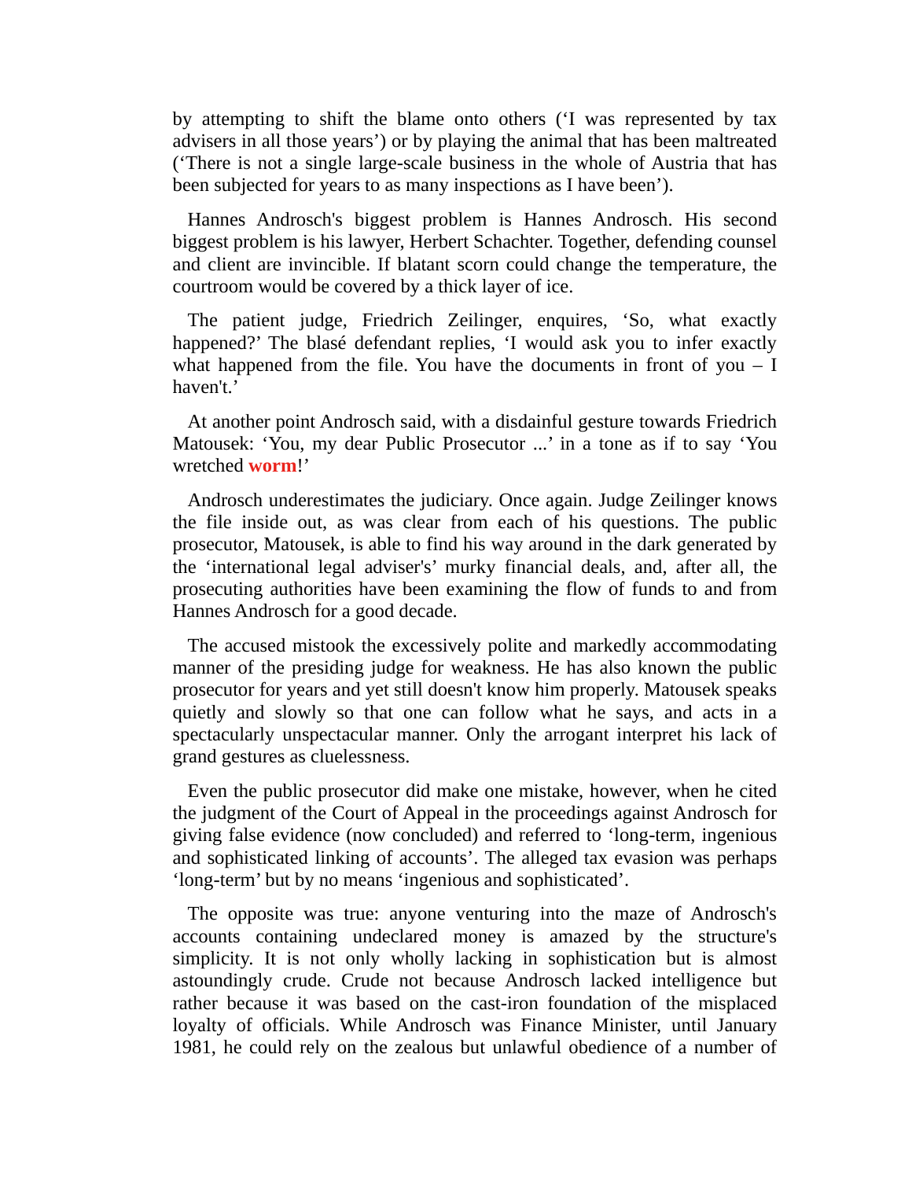by attempting to shift the blame onto others (‘I was represented by tax advisers in all those years’) or by playing the animal that has been maltreated (‘There is not a single large-scale business in the whole of Austria that has been subjected for years to as many inspections as I have been’).

Hannes Androsch's biggest problem is Hannes Androsch. His second biggest problem is his lawyer, Herbert Schachter. Together, defending counsel and client are invincible. If blatant scorn could change the temperature, the courtroom would be covered by a thick layer of ice.

The patient judge, Friedrich Zeilinger, enquires, ‘So, what exactly happened?’ The blasé defendant replies, ‘I would ask you to infer exactly what happened from the file. You have the documents in front of you – I haven't.’

At another point Androsch said, with a disdainful gesture towards Friedrich Matousek: ‘You, my dear Public Prosecutor ...’ in a tone as if to say ‘You wretched **worm**!’

Androsch underestimates the judiciary. Once again. Judge Zeilinger knows the file inside out, as was clear from each of his questions. The public prosecutor, Matousek, is able to find his way around in the dark generated by the ‘international legal adviser's’ murky financial deals, and, after all, the prosecuting authorities have been examining the flow of funds to and from Hannes Androsch for a good decade.

The accused mistook the excessively polite and markedly accommodating manner of the presiding judge for weakness. He has also known the public prosecutor for years and yet still doesn't know him properly. Matousek speaks quietly and slowly so that one can follow what he says, and acts in a spectacularly unspectacular manner. Only the arrogant interpret his lack of grand gestures as cluelessness.

Even the public prosecutor did make one mistake, however, when he cited the judgment of the Court of Appeal in the proceedings against Androsch for giving false evidence (now concluded) and referred to ‘long-term, ingenious and sophisticated linking of accounts’. The alleged tax evasion was perhaps ‘long-term’ but by no means ‘ingenious and sophisticated’.

The opposite was true: anyone venturing into the maze of Androsch's accounts containing undeclared money is amazed by the structure's simplicity. It is not only wholly lacking in sophistication but is almost astoundingly crude. Crude not because Androsch lacked intelligence but rather because it was based on the cast-iron foundation of the misplaced loyalty of officials. While Androsch was Finance Minister, until January 1981, he could rely on the zealous but unlawful obedience of a number of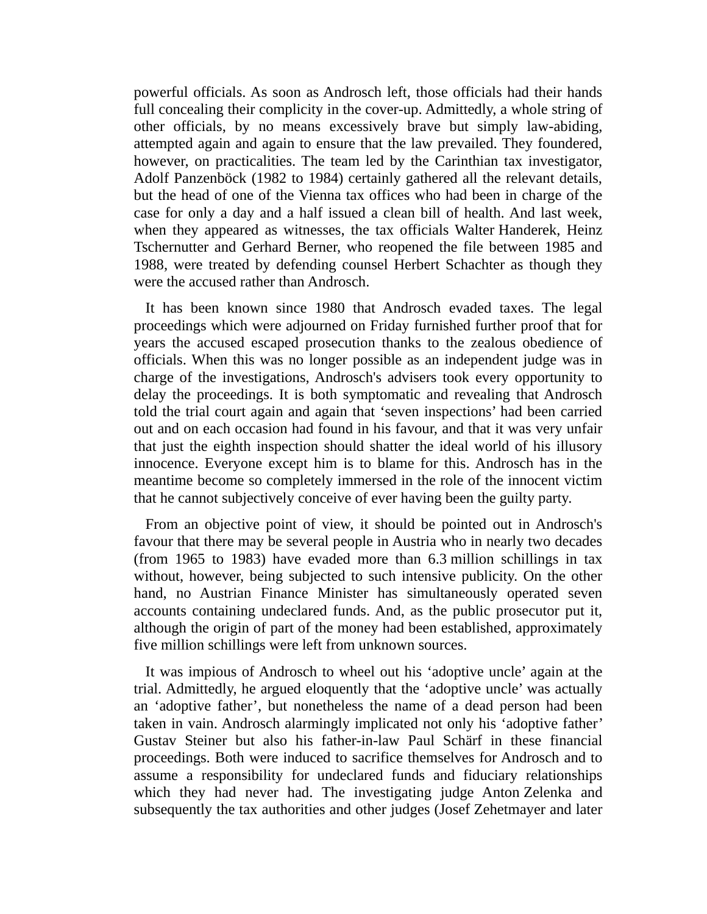powerful officials. As soon as Androsch left, those officials had their hands full concealing their complicity in the cover-up. Admittedly, a whole string of other officials, by no means excessively brave but simply law-abiding, attempted again and again to ensure that the law prevailed. They foundered, however, on practicalities. The team led by the Carinthian tax investigator, Adolf Panzenböck (1982 to 1984) certainly gathered all the relevant details, but the head of one of the Vienna tax offices who had been in charge of the case for only a day and a half issued a clean bill of health. And last week, when they appeared as witnesses, the tax officials Walter Handerek, Heinz Tschernutter and Gerhard Berner, who reopened the file between 1985 and 1988, were treated by defending counsel Herbert Schachter as though they were the accused rather than Androsch.

It has been known since 1980 that Androsch evaded taxes. The legal proceedings which were adjourned on Friday furnished further proof that for years the accused escaped prosecution thanks to the zealous obedience of officials. When this was no longer possible as an independent judge was in charge of the investigations, Androsch's advisers took every opportunity to delay the proceedings. It is both symptomatic and revealing that Androsch told the trial court again and again that 'seven inspections' had been carried out and on each occasion had found in his favour, and that it was very unfair that just the eighth inspection should shatter the ideal world of his illusory innocence. Everyone except him is to blame for this. Androsch has in the meantime become so completely immersed in the role of the innocent victim that he cannot subjectively conceive of ever having been the guilty party.

From an objective point of view, it should be pointed out in Androsch's favour that there may be several people in Austria who in nearly two decades (from 1965 to 1983) have evaded more than 6.3 million schillings in tax without, however, being subjected to such intensive publicity. On the other hand, no Austrian Finance Minister has simultaneously operated seven accounts containing undeclared funds. And, as the public prosecutor put it, although the origin of part of the money had been established, approximately five million schillings were left from unknown sources.

It was impious of Androsch to wheel out his 'adoptive uncle' again at the trial. Admittedly, he argued eloquently that the 'adoptive uncle' was actually an 'adoptive father', but nonetheless the name of a dead person had been taken in vain. Androsch alarmingly implicated not only his 'adoptive father' Gustav Steiner but also his father-in-law Paul Schärf in these financial proceedings. Both were induced to sacrifice themselves for Androsch and to assume a responsibility for undeclared funds and fiduciary relationships which they had never had. The investigating judge Anton Zelenka and subsequently the tax authorities and other judges (Josef Zehetmayer and later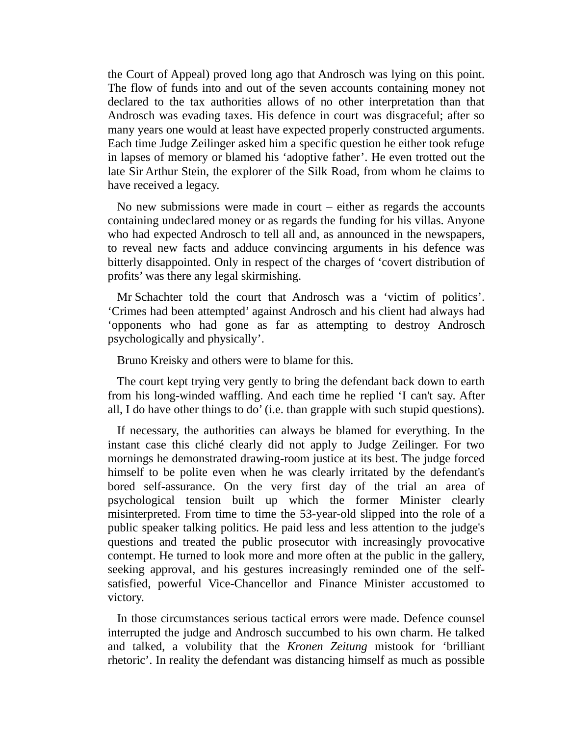the Court of Appeal) proved long ago that Androsch was lying on this point. The flow of funds into and out of the seven accounts containing money not declared to the tax authorities allows of no other interpretation than that Androsch was evading taxes. His defence in court was disgraceful; after so many years one would at least have expected properly constructed arguments. Each time Judge Zeilinger asked him a specific question he either took refuge in lapses of memory or blamed his 'adoptive father'. He even trotted out the late Sir Arthur Stein, the explorer of the Silk Road, from whom he claims to have received a legacy.

No new submissions were made in court – either as regards the accounts containing undeclared money or as regards the funding for his villas. Anyone who had expected Androsch to tell all and, as announced in the newspapers, to reveal new facts and adduce convincing arguments in his defence was bitterly disappointed. Only in respect of the charges of 'covert distribution of profits' was there any legal skirmishing.

Mr Schachter told the court that Androsch was a 'victim of politics'. 'Crimes had been attempted' against Androsch and his client had always had 'opponents who had gone as far as attempting to destroy Androsch psychologically and physically'.

Bruno Kreisky and others were to blame for this.

The court kept trying very gently to bring the defendant back down to earth from his long-winded waffling. And each time he replied 'I can't say. After all, I do have other things to do' (i.e. than grapple with such stupid questions).

If necessary, the authorities can always be blamed for everything. In the instant case this cliché clearly did not apply to Judge Zeilinger. For two mornings he demonstrated drawing-room justice at its best. The judge forced himself to be polite even when he was clearly irritated by the defendant's bored self-assurance. On the very first day of the trial an area of psychological tension built up which the former Minister clearly misinterpreted. From time to time the 53-year-old slipped into the role of a public speaker talking politics. He paid less and less attention to the judge's questions and treated the public prosecutor with increasingly provocative contempt. He turned to look more and more often at the public in the gallery, seeking approval, and his gestures increasingly reminded one of the self-satisfied, powerful Vice-Chancellor and Finance Minister accustomed to victory.

In those circumstances serious tactical errors were made. Defence counsel interrupted the judge and Androsch succumbed to his own charm. He talked and talked, a volubility that the *Kronen Zeitung* mistook for 'brilliant rhetoric'. In reality the defendant was distancing himself as much as possible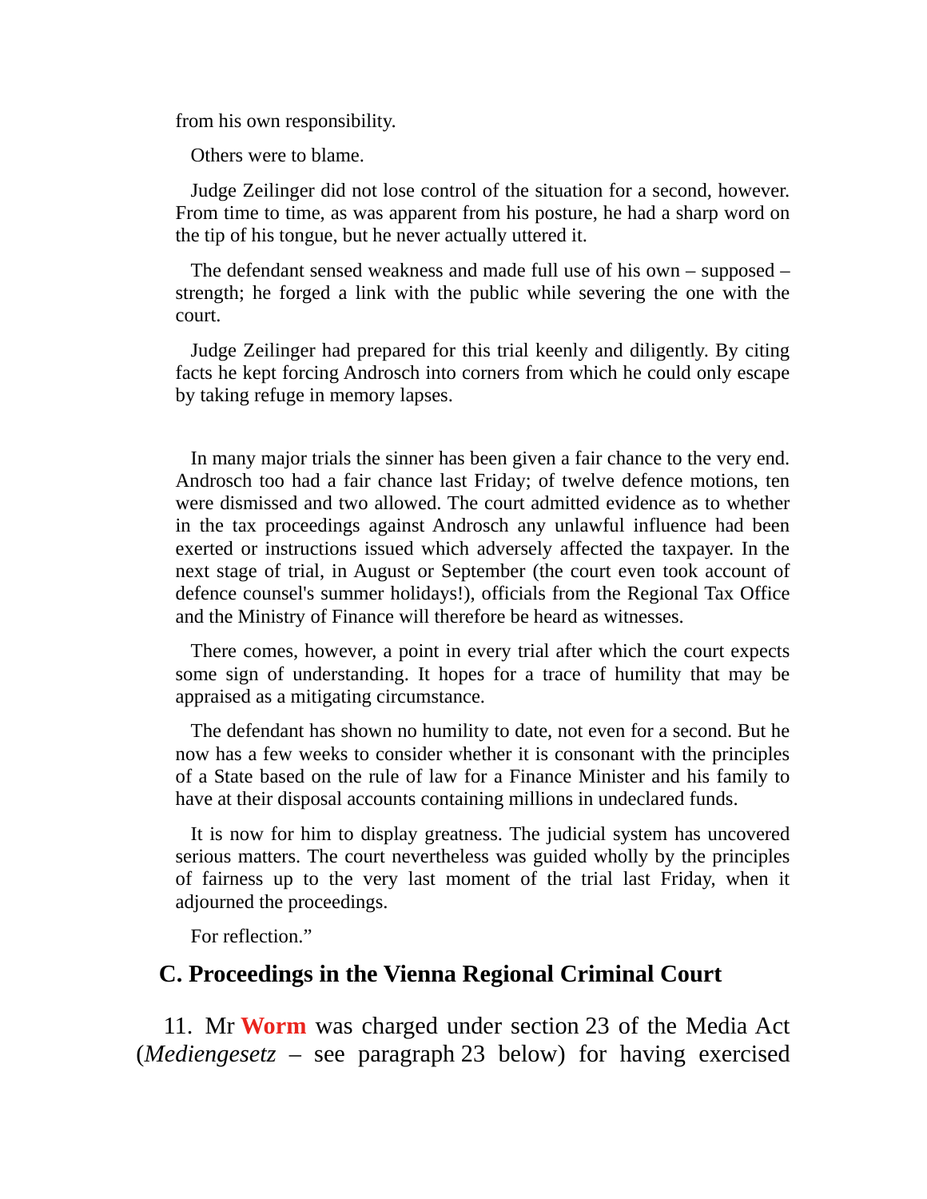from his own responsibility.

Others were to blame.

Judge Zeilinger did not lose control of the situation for a second, however. From time to time, as was apparent from his posture, he had a sharp word on the tip of his tongue, but he never actually uttered it.

The defendant sensed weakness and made full use of his own – supposed – strength; he forged a link with the public while severing the one with the court.

Judge Zeilinger had prepared for this trial keenly and diligently. By citing facts he kept forcing Androsch into corners from which he could only escape by taking refuge in memory lapses.

In many major trials the sinner has been given a fair chance to the very end. Androsch too had a fair chance last Friday; of twelve defence motions, ten were dismissed and two allowed. The court admitted evidence as to whether in the tax proceedings against Androsch any unlawful influence had been exerted or instructions issued which adversely affected the taxpayer. In the next stage of trial, in August or September (the court even took account of defence counsel's summer holidays!), officials from the Regional Tax Office and the Ministry of Finance will therefore be heard as witnesses.

There comes, however, a point in every trial after which the court expects some sign of understanding. It hopes for a trace of humility that may be appraised as a mitigating circumstance.

The defendant has shown no humility to date, not even for a second. But he now has a few weeks to consider whether it is consonant with the principles of a State based on the rule of law for a Finance Minister and his family to have at their disposal accounts containing millions in undeclared funds.

It is now for him to display greatness. The judicial system has uncovered serious matters. The court nevertheless was guided wholly by the principles of fairness up to the very last moment of the trial last Friday, when it adjourned the proceedings.

For reflection."

## C. Proceedings in the Vienna Regional Criminal Court

11. Mr **Worm** was charged under section 23 of the Media Act (*Mediengesetz* – see paragraph 23 below) for having exercised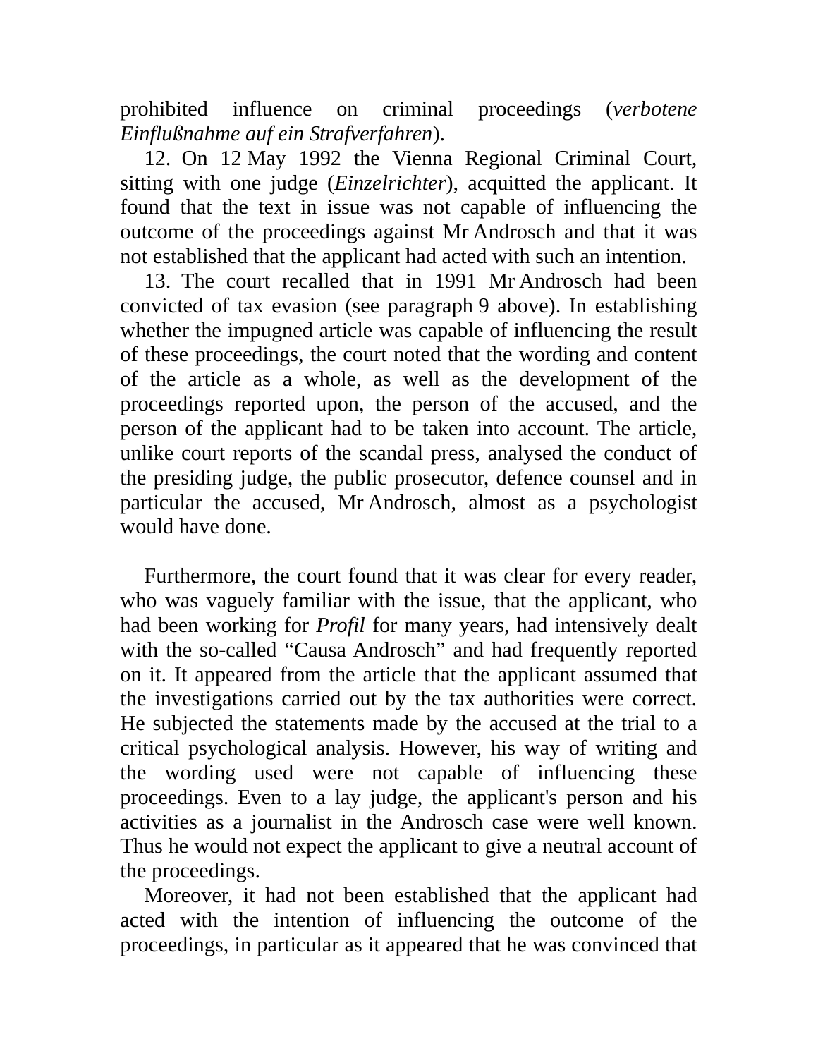prohibited influence on criminal proceedings (*verbotene Einflußnahme auf ein Strafverfahren*).

12. On 12 May 1992 the Vienna Regional Criminal Court, sitting with one judge (*Einzelrichter*), acquitted the applicant. It found that the text in issue was not capable of influencing the outcome of the proceedings against Mr Androsch and that it was not established that the applicant had acted with such an intention.

13. The court recalled that in 1991 Mr Androsch had been convicted of tax evasion (see paragraph 9 above). In establishing whether the impugned article was capable of influencing the result of these proceedings, the court noted that the wording and content of the article as a whole, as well as the development of the proceedings reported upon, the person of the accused, and the person of the applicant had to be taken into account. The article, unlike court reports of the scandal press, analysed the conduct of the presiding judge, the public prosecutor, defence counsel and in particular the accused, Mr Androsch, almost as a psychologist would have done.

Furthermore, the court found that it was clear for every reader, who was vaguely familiar with the issue, that the applicant, who had been working for *Profil* for many years, had intensively dealt with the so-called "Causa Androsch" and had frequently reported on it. It appeared from the article that the applicant assumed that the investigations carried out by the tax authorities were correct. He subjected the statements made by the accused at the trial to a critical psychological analysis. However, his way of writing and the wording used were not capable of influencing these proceedings. Even to a lay judge, the applicant's person and his activities as a journalist in the Androsch case were well known. Thus he would not expect the applicant to give a neutral account of the proceedings.

Moreover, it had not been established that the applicant had acted with the intention of influencing the outcome of the proceedings, in particular as it appeared that he was convinced that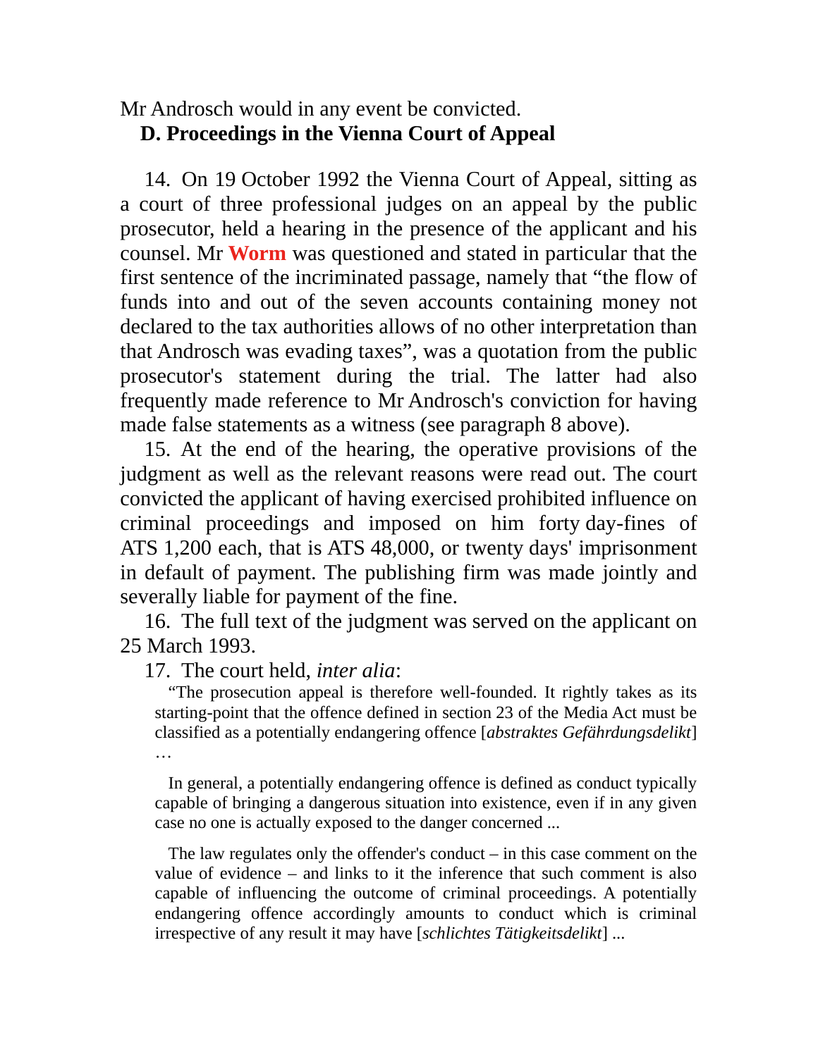Mr Androsch would in any event be convicted.

## D. Proceedings in the Vienna Court of Appeal

14. On 19 October 1992 the Vienna Court of Appeal, sitting as a court of three professional judges on an appeal by the public prosecutor, held a hearing in the presence of the applicant and his counsel. Mr **Worm** was questioned and stated in particular that the first sentence of the incriminated passage, namely that "the flow of funds into and out of the seven accounts containing money not declared to the tax authorities allows of no other interpretation than that Androsch was evading taxes", was a quotation from the public prosecutor's statement during the trial. The latter had also frequently made reference to Mr Androsch's conviction for having made false statements as a witness (see paragraph 8 above).

15. At the end of the hearing, the operative provisions of the judgment as well as the relevant reasons were read out. The court convicted the applicant of having exercised prohibited influence on criminal proceedings and imposed on him forty day-fines of ATS 1,200 each, that is ATS 48,000, or twenty days' imprisonment in default of payment. The publishing firm was made jointly and severally liable for payment of the fine.

16. The full text of the judgment was served on the applicant on 25 March 1993.

17. The court held, *inter alia*:

> "The prosecution appeal is therefore well-founded. It rightly takes as its starting-point that the offence defined in section 23 of the Media Act must be classified as a potentially endangering offence [*abstraktes Gefährdungsdelikt*] …
>
> In general, a potentially endangering offence is defined as conduct typically capable of bringing a dangerous situation into existence, even if in any given case no one is actually exposed to the danger concerned ...
>
> The law regulates only the offender's conduct – in this case comment on the value of evidence – and links to it the inference that such comment is also capable of influencing the outcome of criminal proceedings. A potentially endangering offence accordingly amounts to conduct which is criminal irrespective of any result it may have [*schlichtes Tätigkeitsdelikt*] ...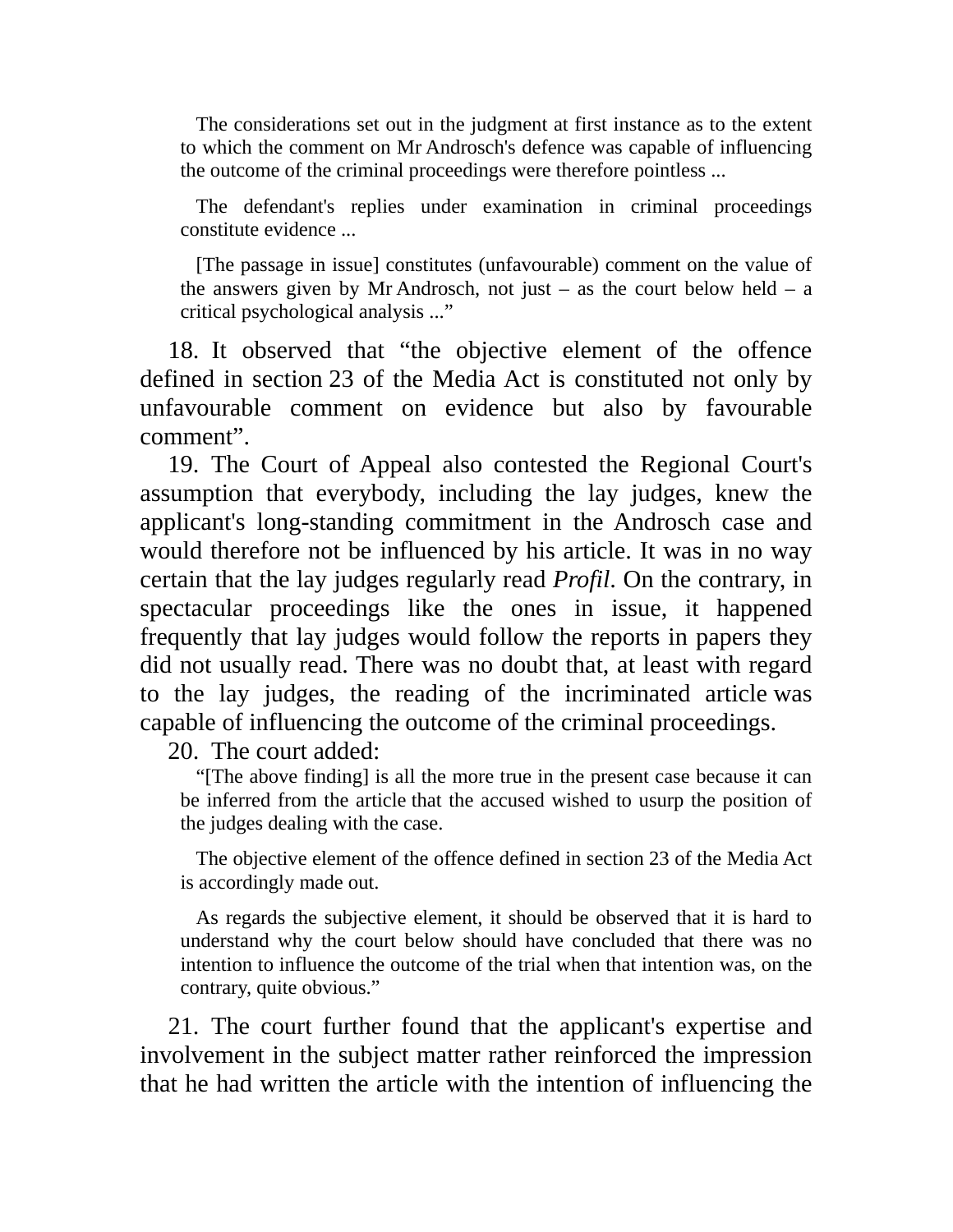> The considerations set out in the judgment at first instance as to the extent to which the comment on Mr Androsch's defence was capable of influencing the outcome of the criminal proceedings were therefore pointless ...
>
> The defendant's replies under examination in criminal proceedings constitute evidence ...
>
> [The passage in issue] constitutes (unfavourable) comment on the value of the answers given by Mr Androsch, not just – as the court below held – a critical psychological analysis ...”

18. It observed that “the objective element of the offence defined in section 23 of the Media Act is constituted not only by unfavourable comment on evidence but also by favourable comment”.

19. The Court of Appeal also contested the Regional Court's assumption that everybody, including the lay judges, knew the applicant's long-standing commitment in the Androsch case and would therefore not be influenced by his article. It was in no way certain that the lay judges regularly read *Profil*. On the contrary, in spectacular proceedings like the ones in issue, it happened frequently that lay judges would follow the reports in papers they did not usually read. There was no doubt that, at least with regard to the lay judges, the reading of the incriminated article was capable of influencing the outcome of the criminal proceedings.

20. The court added:

> “[The above finding] is all the more true in the present case because it can be inferred from the article that the accused wished to usurp the position of the judges dealing with the case.
>
> The objective element of the offence defined in section 23 of the Media Act is accordingly made out.
>
> As regards the subjective element, it should be observed that it is hard to understand why the court below should have concluded that there was no intention to influence the outcome of the trial when that intention was, on the contrary, quite obvious.”

21. The court further found that the applicant's expertise and involvement in the subject matter rather reinforced the impression that he had written the article with the intention of influencing the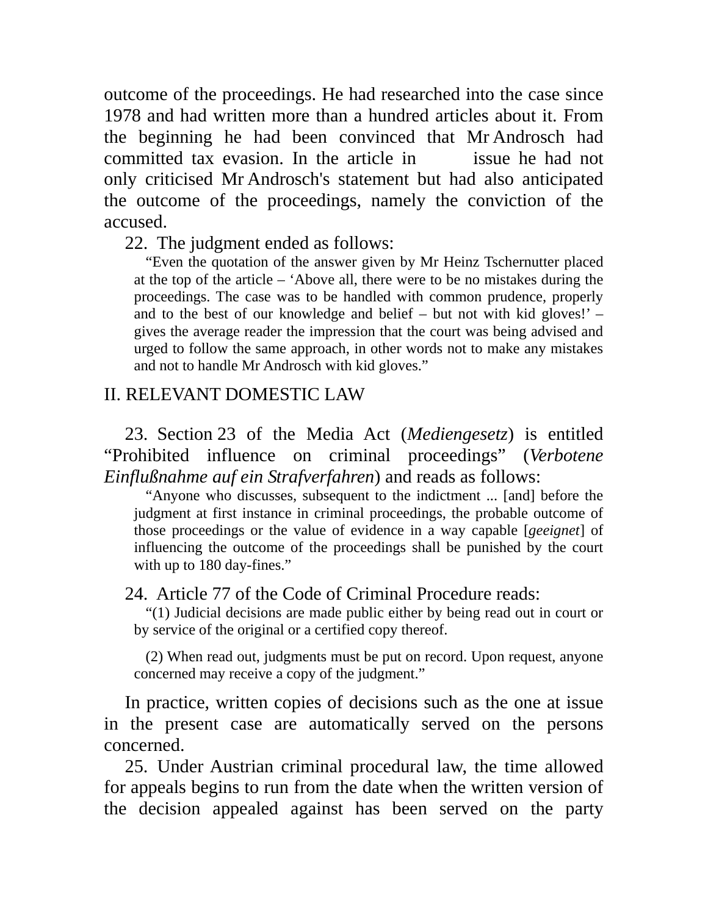outcome of the proceedings. He had researched into the case since 1978 and had written more than a hundred articles about it. From the beginning he had been convinced that Mr Androsch had committed tax evasion. In the article in issue he had not only criticised Mr Androsch's statement but had also anticipated the outcome of the proceedings, namely the conviction of the accused.

22. The judgment ended as follows:

> "Even the quotation of the answer given by Mr Heinz Tschernutter placed at the top of the article – 'Above all, there were to be no mistakes during the proceedings. The case was to be handled with common prudence, properly and to the best of our knowledge and belief – but not with kid gloves!' – gives the average reader the impression that the court was being advised and urged to follow the same approach, in other words not to make any mistakes and not to handle Mr Androsch with kid gloves."

## II. RELEVANT DOMESTIC LAW

23. Section 23 of the Media Act (*Mediengesetz*) is entitled "Prohibited influence on criminal proceedings" (*Verbotene Einflußnahme auf ein Strafverfahren*) and reads as follows:

> "Anyone who discusses, subsequent to the indictment ... [and] before the judgment at first instance in criminal proceedings, the probable outcome of those proceedings or the value of evidence in a way capable [*geeignet*] of influencing the outcome of the proceedings shall be punished by the court with up to 180 day-fines."

24. Article 77 of the Code of Criminal Procedure reads:

> "(1) Judicial decisions are made public either by being read out in court or by service of the original or a certified copy thereof.
>
> (2) When read out, judgments must be put on record. Upon request, anyone concerned may receive a copy of the judgment."

In practice, written copies of decisions such as the one at issue in the present case are automatically served on the persons concerned.

25. Under Austrian criminal procedural law, the time allowed for appeals begins to run from the date when the written version of the decision appealed against has been served on the party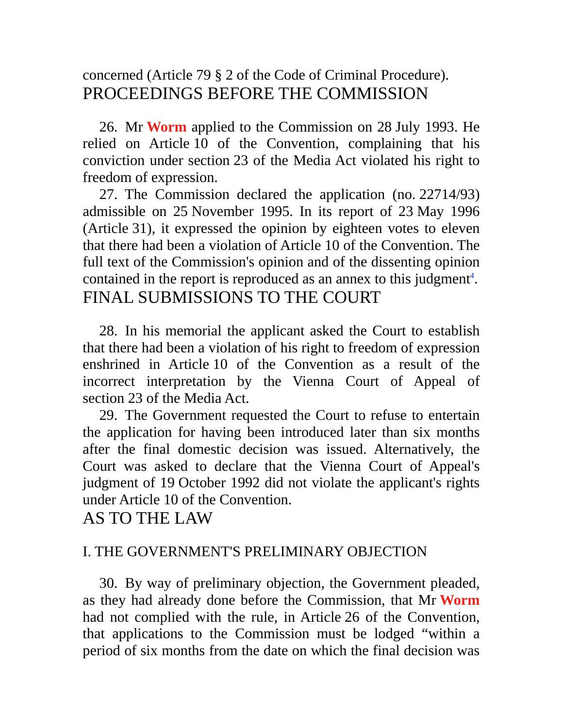concerned (Article 79 § 2 of the Code of Criminal Procedure).

## PROCEEDINGS BEFORE THE COMMISSION

26. Mr **Worm** applied to the Commission on 28 July 1993. He relied on Article 10 of the Convention, complaining that his conviction under section 23 of the Media Act violated his right to freedom of expression.

27. The Commission declared the application (no. 22714/93) admissible on 25 November 1995. In its report of 23 May 1996 (Article 31), it expressed the opinion by eighteen votes to eleven that there had been a violation of Article 10 of the Convention. The full text of the Commission's opinion and of the dissenting opinion contained in the report is reproduced as an annex to this judgment[4].

## FINAL SUBMISSIONS TO THE COURT

28. In his memorial the applicant asked the Court to establish that there had been a violation of his right to freedom of expression enshrined in Article 10 of the Convention as a result of the incorrect interpretation by the Vienna Court of Appeal of section 23 of the Media Act.

29. The Government requested the Court to refuse to entertain the application for having been introduced later than six months after the final domestic decision was issued. Alternatively, the Court was asked to declare that the Vienna Court of Appeal's judgment of 19 October 1992 did not violate the applicant's rights under Article 10 of the Convention.

## AS TO THE LAW

### I. THE GOVERNMENT'S PRELIMINARY OBJECTION

30. By way of preliminary objection, the Government pleaded, as they had already done before the Commission, that Mr **Worm** had not complied with the rule, in Article 26 of the Convention, that applications to the Commission must be lodged "within a period of six months from the date on which the final decision was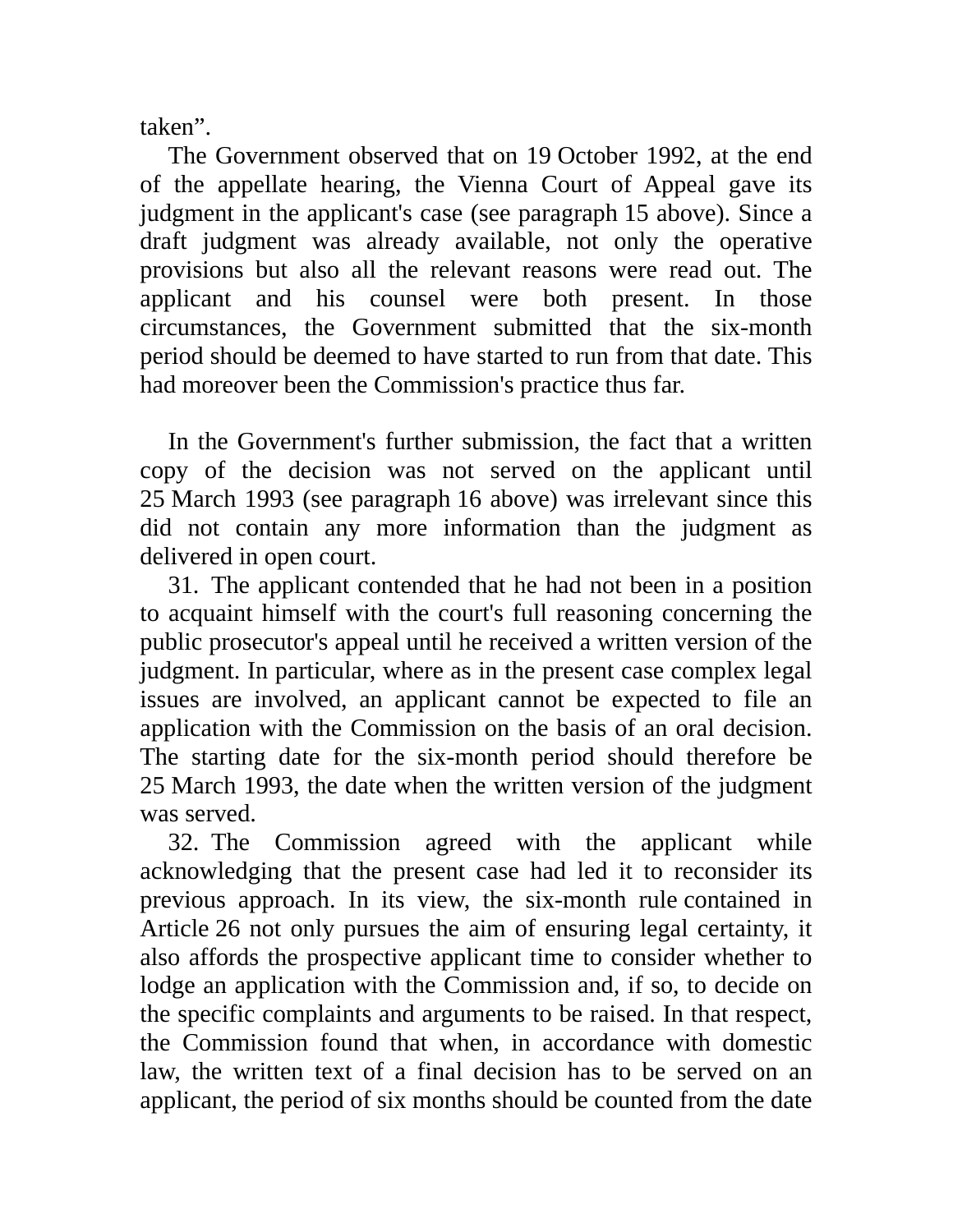taken”.

The Government observed that on 19 October 1992, at the end of the appellate hearing, the Vienna Court of Appeal gave its judgment in the applicant's case (see paragraph 15 above). Since a draft judgment was already available, not only the operative provisions but also all the relevant reasons were read out. The applicant and his counsel were both present. In those circumstances, the Government submitted that the six-month period should be deemed to have started to run from that date. This had moreover been the Commission's practice thus far.

In the Government's further submission, the fact that a written copy of the decision was not served on the applicant until 25 March 1993 (see paragraph 16 above) was irrelevant since this did not contain any more information than the judgment as delivered in open court.

31. The applicant contended that he had not been in a position to acquaint himself with the court's full reasoning concerning the public prosecutor's appeal until he received a written version of the judgment. In particular, where as in the present case complex legal issues are involved, an applicant cannot be expected to file an application with the Commission on the basis of an oral decision. The starting date for the six-month period should therefore be 25 March 1993, the date when the written version of the judgment was served.

32. The Commission agreed with the applicant while acknowledging that the present case had led it to reconsider its previous approach. In its view, the six-month rule contained in Article 26 not only pursues the aim of ensuring legal certainty, it also affords the prospective applicant time to consider whether to lodge an application with the Commission and, if so, to decide on the specific complaints and arguments to be raised. In that respect, the Commission found that when, in accordance with domestic law, the written text of a final decision has to be served on an applicant, the period of six months should be counted from the date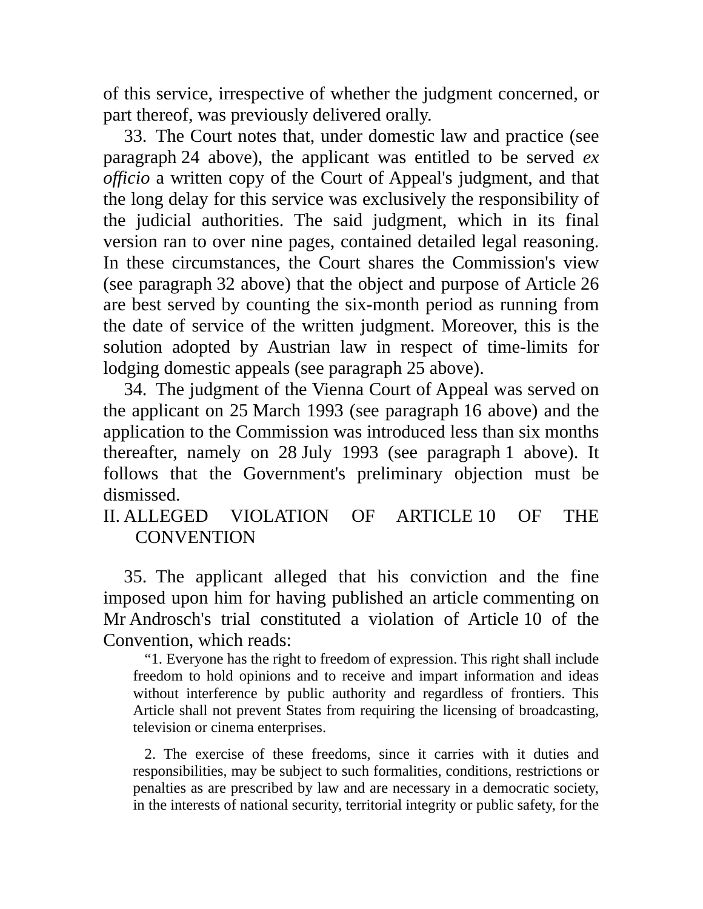of this service, irrespective of whether the judgment concerned, or part thereof, was previously delivered orally.

33. The Court notes that, under domestic law and practice (see paragraph 24 above), the applicant was entitled to be served *ex officio* a written copy of the Court of Appeal's judgment, and that the long delay for this service was exclusively the responsibility of the judicial authorities. The said judgment, which in its final version ran to over nine pages, contained detailed legal reasoning. In these circumstances, the Court shares the Commission's view (see paragraph 32 above) that the object and purpose of Article 26 are best served by counting the six-month period as running from the date of service of the written judgment. Moreover, this is the solution adopted by Austrian law in respect of time-limits for lodging domestic appeals (see paragraph 25 above).

34. The judgment of the Vienna Court of Appeal was served on the applicant on 25 March 1993 (see paragraph 16 above) and the application to the Commission was introduced less than six months thereafter, namely on 28 July 1993 (see paragraph 1 above). It follows that the Government's preliminary objection must be dismissed.

## II. ALLEGED VIOLATION OF ARTICLE 10 OF THE CONVENTION

35. The applicant alleged that his conviction and the fine imposed upon him for having published an article commenting on Mr Androsch's trial constituted a violation of Article 10 of the Convention, which reads:

> "1. Everyone has the right to freedom of expression. This right shall include freedom to hold opinions and to receive and impart information and ideas without interference by public authority and regardless of frontiers. This Article shall not prevent States from requiring the licensing of broadcasting, television or cinema enterprises.
>
> 2. The exercise of these freedoms, since it carries with it duties and responsibilities, may be subject to such formalities, conditions, restrictions or penalties as are prescribed by law and are necessary in a democratic society, in the interests of national security, territorial integrity or public safety, for the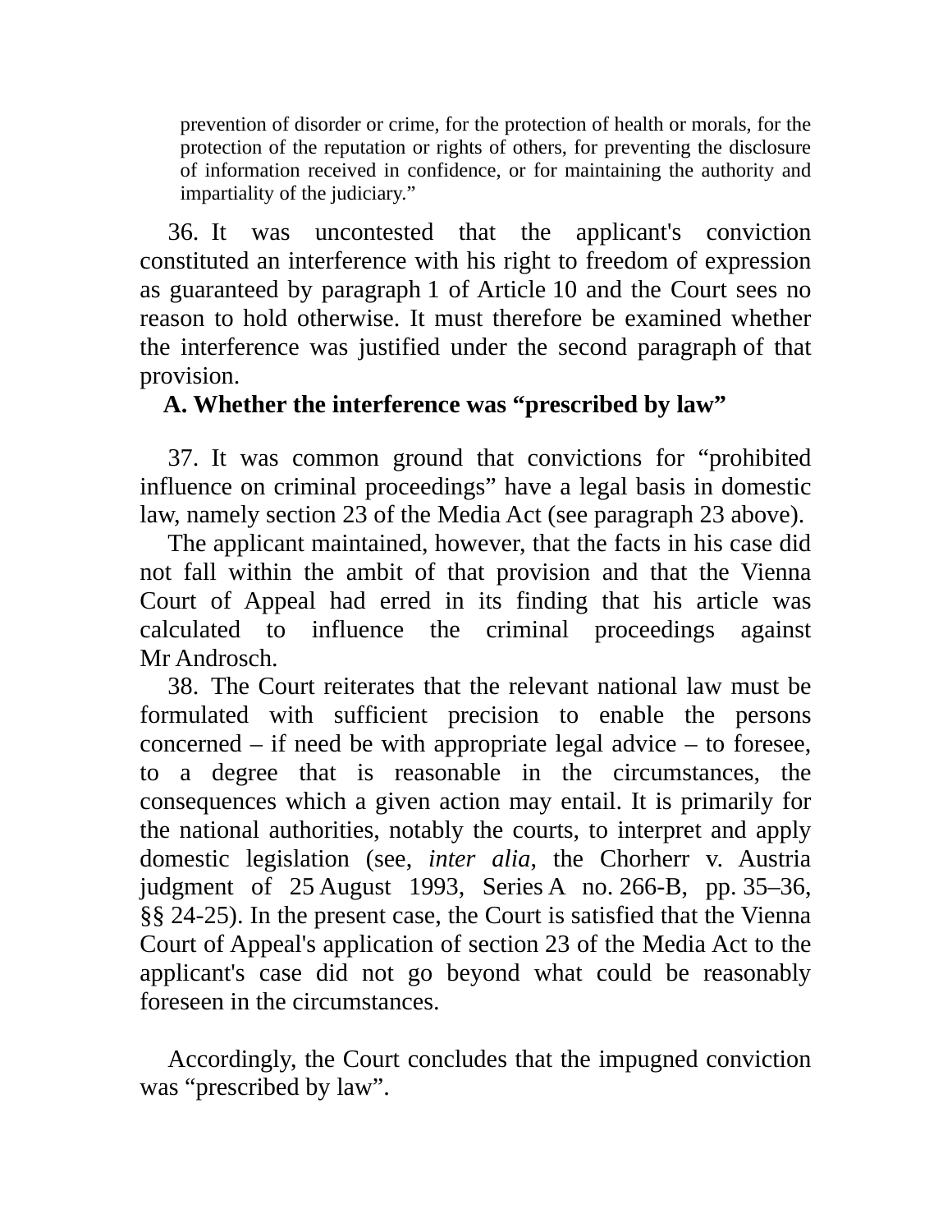prevention of disorder or crime, for the protection of health or morals, for the protection of the reputation or rights of others, for preventing the disclosure of information received in confidence, or for maintaining the authority and impartiality of the judiciary."

36. It was uncontested that the applicant's conviction constituted an interference with his right to freedom of expression as guaranteed by paragraph 1 of Article 10 and the Court sees no reason to hold otherwise. It must therefore be examined whether the interference was justified under the second paragraph of that provision.

## A. Whether the interference was "prescribed by law"

37. It was common ground that convictions for "prohibited influence on criminal proceedings" have a legal basis in domestic law, namely section 23 of the Media Act (see paragraph 23 above).

The applicant maintained, however, that the facts in his case did not fall within the ambit of that provision and that the Vienna Court of Appeal had erred in its finding that his article was calculated to influence the criminal proceedings against Mr Androsch.

38. The Court reiterates that the relevant national law must be formulated with sufficient precision to enable the persons concerned – if need be with appropriate legal advice – to foresee, to a degree that is reasonable in the circumstances, the consequences which a given action may entail. It is primarily for the national authorities, notably the courts, to interpret and apply domestic legislation (see, *inter alia*, the Chorherr v. Austria judgment of 25 August 1993, Series A no. 266-B, pp. 35–36, §§ 24-25). In the present case, the Court is satisfied that the Vienna Court of Appeal's application of section 23 of the Media Act to the applicant's case did not go beyond what could be reasonably foreseen in the circumstances.

Accordingly, the Court concludes that the impugned conviction was "prescribed by law".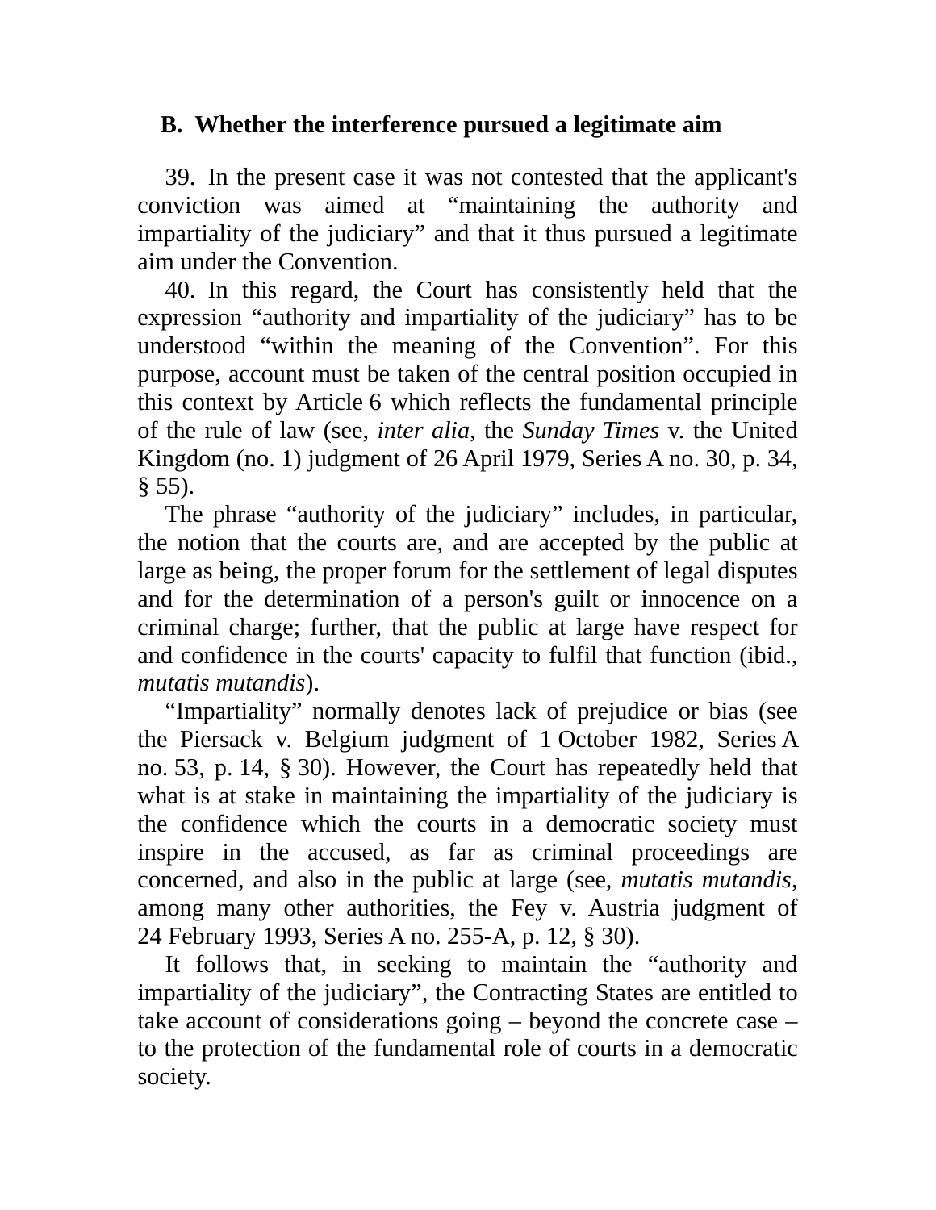### B. Whether the interference pursued a legitimate aim

39. In the present case it was not contested that the applicant's conviction was aimed at "maintaining the authority and impartiality of the judiciary" and that it thus pursued a legitimate aim under the Convention.

40. In this regard, the Court has consistently held that the expression "authority and impartiality of the judiciary" has to be understood "within the meaning of the Convention". For this purpose, account must be taken of the central position occupied in this context by Article 6 which reflects the fundamental principle of the rule of law (see, *inter alia*, the *Sunday Times* v. the United Kingdom (no. 1) judgment of 26 April 1979, Series A no. 30, p. 34, § 55).

The phrase "authority of the judiciary" includes, in particular, the notion that the courts are, and are accepted by the public at large as being, the proper forum for the settlement of legal disputes and for the determination of a person's guilt or innocence on a criminal charge; further, that the public at large have respect for and confidence in the courts' capacity to fulfil that function (ibid., *mutatis mutandis*).

"Impartiality" normally denotes lack of prejudice or bias (see the Piersack v. Belgium judgment of 1 October 1982, Series A no. 53, p. 14, § 30). However, the Court has repeatedly held that what is at stake in maintaining the impartiality of the judiciary is the confidence which the courts in a democratic society must inspire in the accused, as far as criminal proceedings are concerned, and also in the public at large (see, *mutatis mutandis*, among many other authorities, the Fey v. Austria judgment of 24 February 1993, Series A no. 255-A, p. 12, § 30).

It follows that, in seeking to maintain the "authority and impartiality of the judiciary", the Contracting States are entitled to take account of considerations going – beyond the concrete case – to the protection of the fundamental role of courts in a democratic society.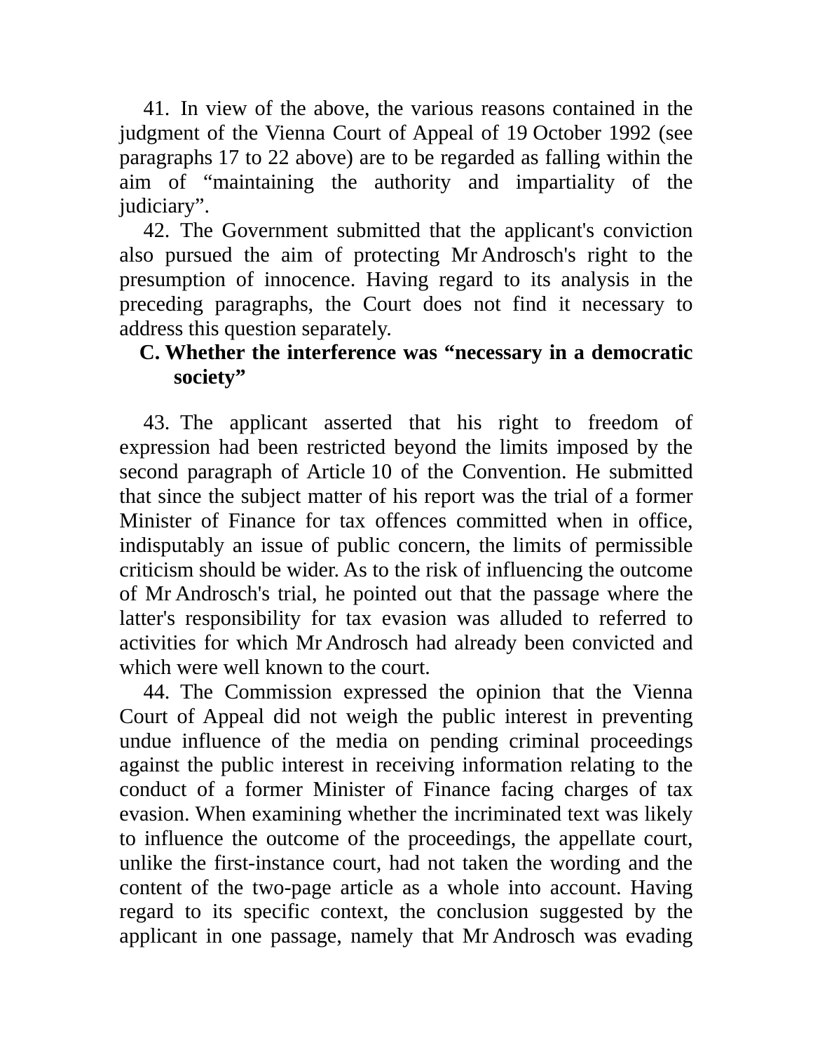41. In view of the above, the various reasons contained in the judgment of the Vienna Court of Appeal of 19 October 1992 (see paragraphs 17 to 22 above) are to be regarded as falling within the aim of "maintaining the authority and impartiality of the judiciary".

42. The Government submitted that the applicant's conviction also pursued the aim of protecting Mr Androsch's right to the presumption of innocence. Having regard to its analysis in the preceding paragraphs, the Court does not find it necessary to address this question separately.

### C. Whether the interference was "necessary in a democratic society"

43. The applicant asserted that his right to freedom of expression had been restricted beyond the limits imposed by the second paragraph of Article 10 of the Convention. He submitted that since the subject matter of his report was the trial of a former Minister of Finance for tax offences committed when in office, indisputably an issue of public concern, the limits of permissible criticism should be wider. As to the risk of influencing the outcome of Mr Androsch's trial, he pointed out that the passage where the latter's responsibility for tax evasion was alluded to referred to activities for which Mr Androsch had already been convicted and which were well known to the court.

44. The Commission expressed the opinion that the Vienna Court of Appeal did not weigh the public interest in preventing undue influence of the media on pending criminal proceedings against the public interest in receiving information relating to the conduct of a former Minister of Finance facing charges of tax evasion. When examining whether the incriminated text was likely to influence the outcome of the proceedings, the appellate court, unlike the first-instance court, had not taken the wording and the content of the two-page article as a whole into account. Having regard to its specific context, the conclusion suggested by the applicant in one passage, namely that Mr Androsch was evading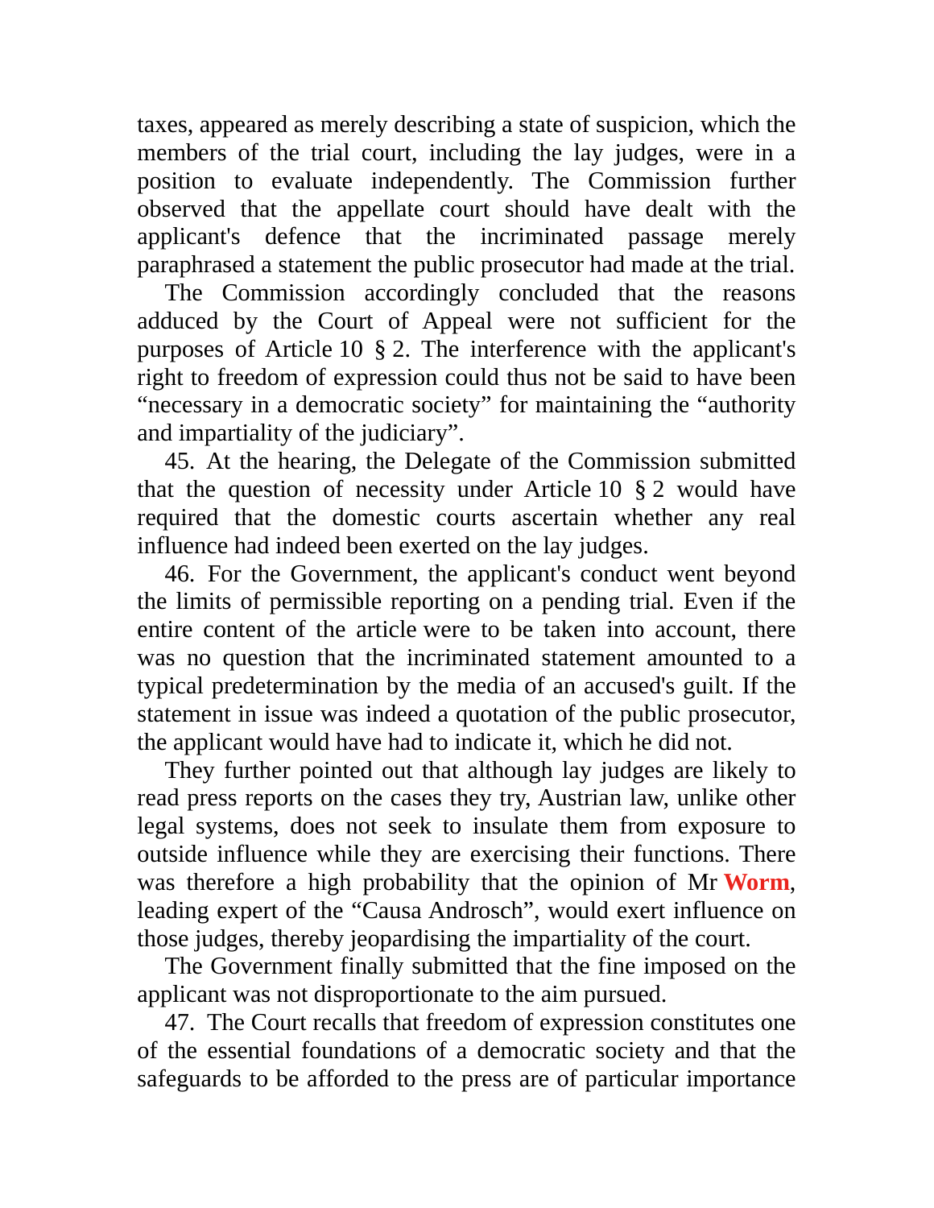taxes, appeared as merely describing a state of suspicion, which the members of the trial court, including the lay judges, were in a position to evaluate independently. The Commission further observed that the appellate court should have dealt with the applicant's defence that the incriminated passage merely paraphrased a statement the public prosecutor had made at the trial.

The Commission accordingly concluded that the reasons adduced by the Court of Appeal were not sufficient for the purposes of Article 10 § 2. The interference with the applicant's right to freedom of expression could thus not be said to have been "necessary in a democratic society" for maintaining the "authority and impartiality of the judiciary".

45. At the hearing, the Delegate of the Commission submitted that the question of necessity under Article 10 § 2 would have required that the domestic courts ascertain whether any real influence had indeed been exerted on the lay judges.

46. For the Government, the applicant's conduct went beyond the limits of permissible reporting on a pending trial. Even if the entire content of the article were to be taken into account, there was no question that the incriminated statement amounted to a typical predetermination by the media of an accused's guilt. If the statement in issue was indeed a quotation of the public prosecutor, the applicant would have had to indicate it, which he did not.

They further pointed out that although lay judges are likely to read press reports on the cases they try, Austrian law, unlike other legal systems, does not seek to insulate them from exposure to outside influence while they are exercising their functions. There was therefore a high probability that the opinion of Mr **Worm**, leading expert of the "Causa Androsch", would exert influence on those judges, thereby jeopardising the impartiality of the court.

The Government finally submitted that the fine imposed on the applicant was not disproportionate to the aim pursued.

47. The Court recalls that freedom of expression constitutes one of the essential foundations of a democratic society and that the safeguards to be afforded to the press are of particular importance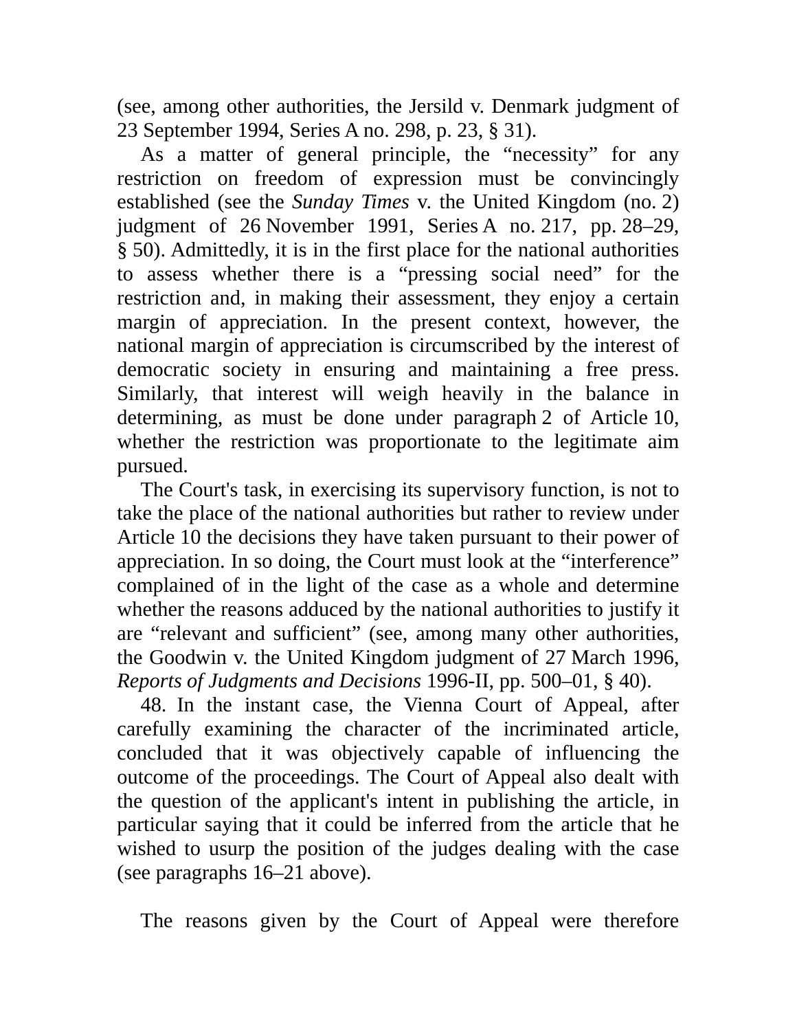(see, among other authorities, the Jersild v. Denmark judgment of 23 September 1994, Series A no. 298, p. 23, § 31).

As a matter of general principle, the "necessity" for any restriction on freedom of expression must be convincingly established (see the *Sunday Times* v. the United Kingdom (no. 2) judgment of 26 November 1991, Series A no. 217, pp. 28–29, § 50). Admittedly, it is in the first place for the national authorities to assess whether there is a "pressing social need" for the restriction and, in making their assessment, they enjoy a certain margin of appreciation. In the present context, however, the national margin of appreciation is circumscribed by the interest of democratic society in ensuring and maintaining a free press. Similarly, that interest will weigh heavily in the balance in determining, as must be done under paragraph 2 of Article 10, whether the restriction was proportionate to the legitimate aim pursued.

The Court's task, in exercising its supervisory function, is not to take the place of the national authorities but rather to review under Article 10 the decisions they have taken pursuant to their power of appreciation. In so doing, the Court must look at the "interference" complained of in the light of the case as a whole and determine whether the reasons adduced by the national authorities to justify it are "relevant and sufficient" (see, among many other authorities, the Goodwin v. the United Kingdom judgment of 27 March 1996, *Reports of Judgments and Decisions* 1996-II, pp. 500–01, § 40).

48. In the instant case, the Vienna Court of Appeal, after carefully examining the character of the incriminated article, concluded that it was objectively capable of influencing the outcome of the proceedings. The Court of Appeal also dealt with the question of the applicant's intent in publishing the article, in particular saying that it could be inferred from the article that he wished to usurp the position of the judges dealing with the case (see paragraphs 16–21 above).

The reasons given by the Court of Appeal were therefore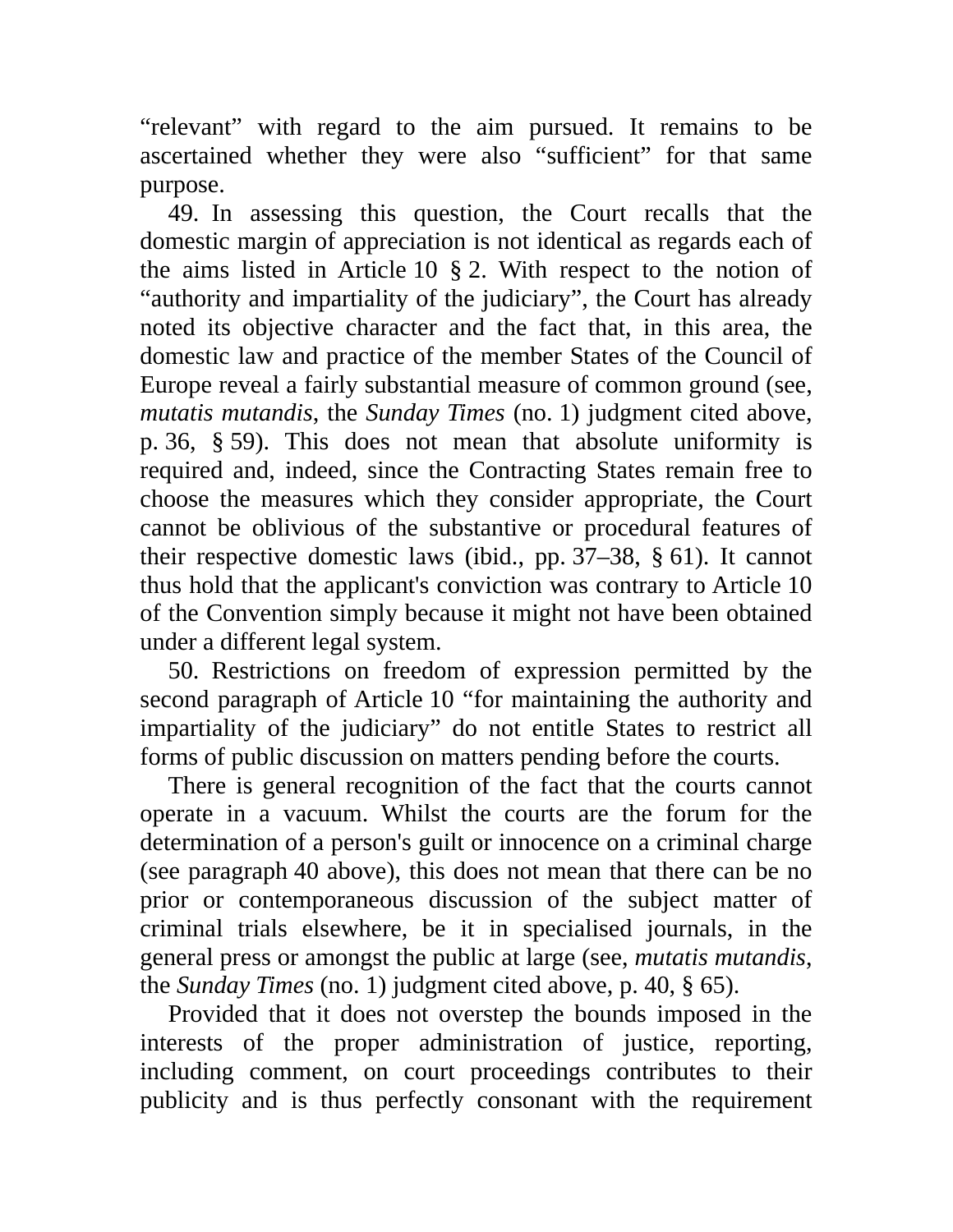“relevant” with regard to the aim pursued. It remains to be ascertained whether they were also “sufficient” for that same purpose.

49. In assessing this question, the Court recalls that the domestic margin of appreciation is not identical as regards each of the aims listed in Article 10 § 2. With respect to the notion of “authority and impartiality of the judiciary”, the Court has already noted its objective character and the fact that, in this area, the domestic law and practice of the member States of the Council of Europe reveal a fairly substantial measure of common ground (see, *mutatis mutandis*, the *Sunday Times* (no. 1) judgment cited above, p. 36, § 59). This does not mean that absolute uniformity is required and, indeed, since the Contracting States remain free to choose the measures which they consider appropriate, the Court cannot be oblivious of the substantive or procedural features of their respective domestic laws (ibid., pp. 37–38, § 61). It cannot thus hold that the applicant's conviction was contrary to Article 10 of the Convention simply because it might not have been obtained under a different legal system.

50. Restrictions on freedom of expression permitted by the second paragraph of Article 10 “for maintaining the authority and impartiality of the judiciary” do not entitle States to restrict all forms of public discussion on matters pending before the courts.

There is general recognition of the fact that the courts cannot operate in a vacuum. Whilst the courts are the forum for the determination of a person's guilt or innocence on a criminal charge (see paragraph 40 above), this does not mean that there can be no prior or contemporaneous discussion of the subject matter of criminal trials elsewhere, be it in specialised journals, in the general press or amongst the public at large (see, *mutatis mutandis*, the *Sunday Times* (no. 1) judgment cited above, p. 40, § 65).

Provided that it does not overstep the bounds imposed in the interests of the proper administration of justice, reporting, including comment, on court proceedings contributes to their publicity and is thus perfectly consonant with the requirement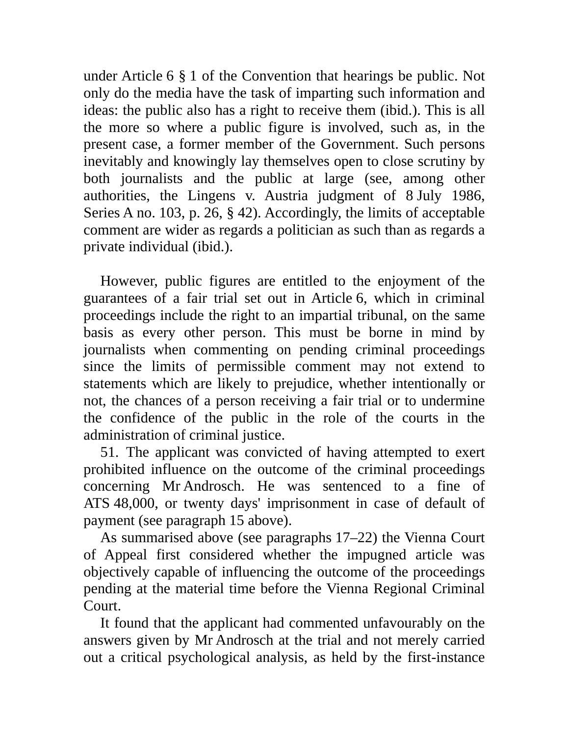under Article 6 § 1 of the Convention that hearings be public. Not only do the media have the task of imparting such information and ideas: the public also has a right to receive them (ibid.). This is all the more so where a public figure is involved, such as, in the present case, a former member of the Government. Such persons inevitably and knowingly lay themselves open to close scrutiny by both journalists and the public at large (see, among other authorities, the Lingens v. Austria judgment of 8 July 1986, Series A no. 103, p. 26, § 42). Accordingly, the limits of acceptable comment are wider as regards a politician as such than as regards a private individual (ibid.).

However, public figures are entitled to the enjoyment of the guarantees of a fair trial set out in Article 6, which in criminal proceedings include the right to an impartial tribunal, on the same basis as every other person. This must be borne in mind by journalists when commenting on pending criminal proceedings since the limits of permissible comment may not extend to statements which are likely to prejudice, whether intentionally or not, the chances of a person receiving a fair trial or to undermine the confidence of the public in the role of the courts in the administration of criminal justice.

51. The applicant was convicted of having attempted to exert prohibited influence on the outcome of the criminal proceedings concerning Mr Androsch. He was sentenced to a fine of ATS 48,000, or twenty days' imprisonment in case of default of payment (see paragraph 15 above).

As summarised above (see paragraphs 17–22) the Vienna Court of Appeal first considered whether the impugned article was objectively capable of influencing the outcome of the proceedings pending at the material time before the Vienna Regional Criminal Court.

It found that the applicant had commented unfavourably on the answers given by Mr Androsch at the trial and not merely carried out a critical psychological analysis, as held by the first-instance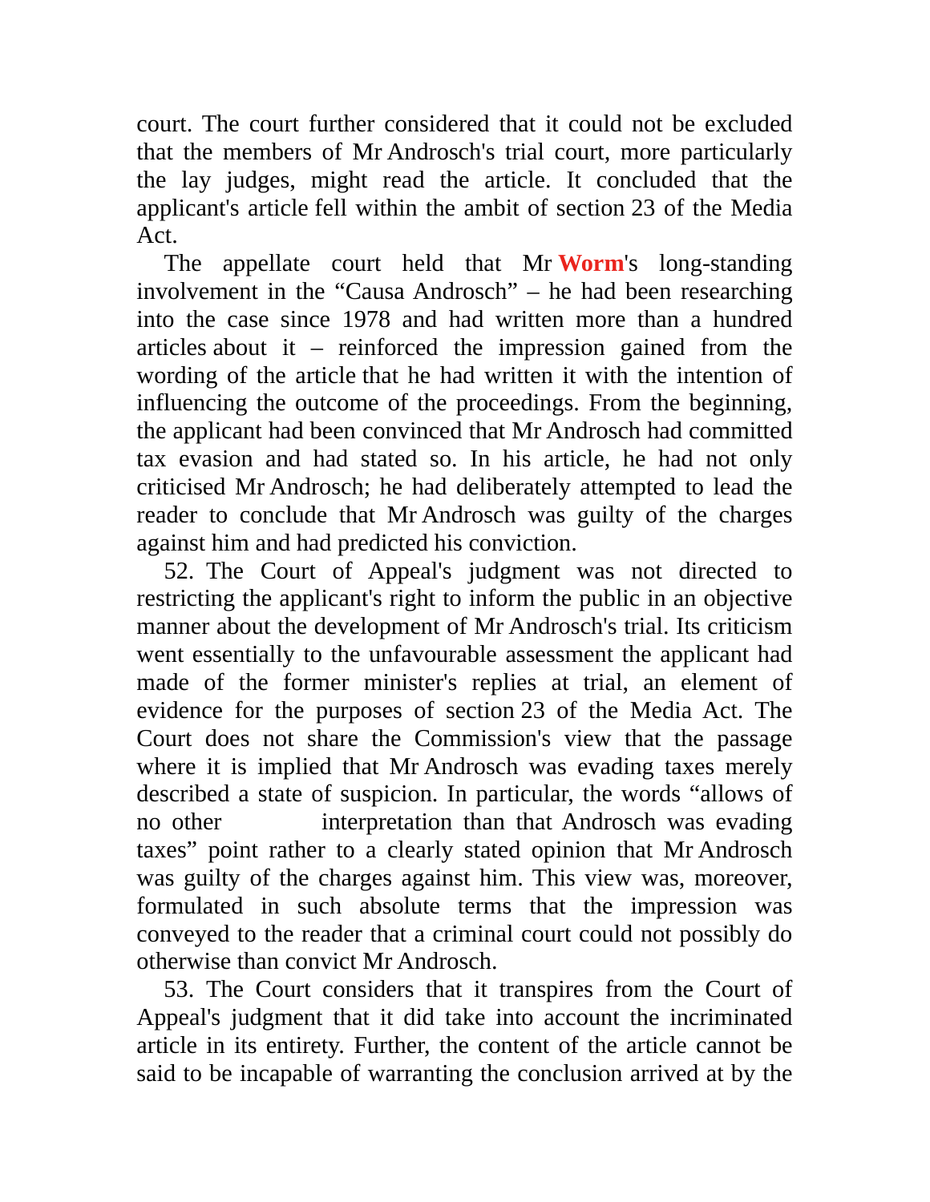court. The court further considered that it could not be excluded that the members of Mr Androsch's trial court, more particularly the lay judges, might read the article. It concluded that the applicant's article fell within the ambit of section 23 of the Media Act.

The appellate court held that Mr Worm's long-standing involvement in the "Causa Androsch" – he had been researching into the case since 1978 and had written more than a hundred articles about it – reinforced the impression gained from the wording of the article that he had written it with the intention of influencing the outcome of the proceedings. From the beginning, the applicant had been convinced that Mr Androsch had committed tax evasion and had stated so. In his article, he had not only criticised Mr Androsch; he had deliberately attempted to lead the reader to conclude that Mr Androsch was guilty of the charges against him and had predicted his conviction.

52. The Court of Appeal's judgment was not directed to restricting the applicant's right to inform the public in an objective manner about the development of Mr Androsch's trial. Its criticism went essentially to the unfavourable assessment the applicant had made of the former minister's replies at trial, an element of evidence for the purposes of section 23 of the Media Act. The Court does not share the Commission's view that the passage where it is implied that Mr Androsch was evading taxes merely described a state of suspicion. In particular, the words "allows of no other interpretation than that Androsch was evading taxes" point rather to a clearly stated opinion that Mr Androsch was guilty of the charges against him. This view was, moreover, formulated in such absolute terms that the impression was conveyed to the reader that a criminal court could not possibly do otherwise than convict Mr Androsch.

53. The Court considers that it transpires from the Court of Appeal's judgment that it did take into account the incriminated article in its entirety. Further, the content of the article cannot be said to be incapable of warranting the conclusion arrived at by the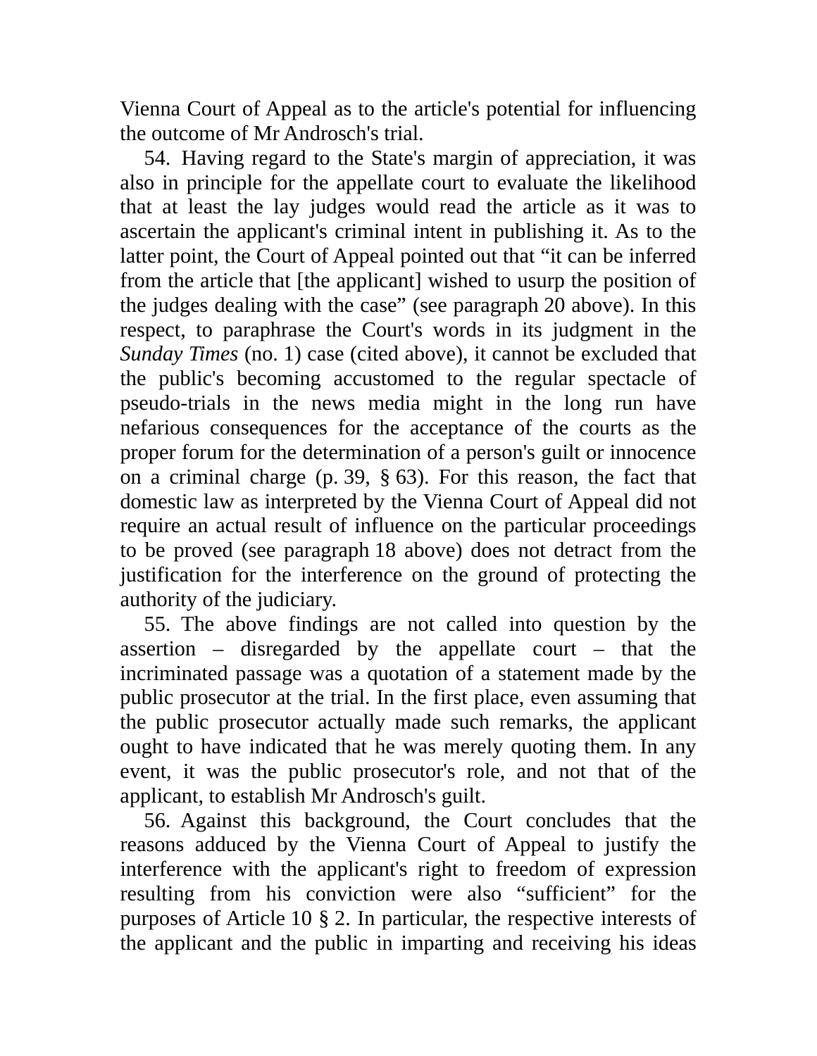Vienna Court of Appeal as to the article's potential for influencing the outcome of Mr Androsch's trial.

54. Having regard to the State's margin of appreciation, it was also in principle for the appellate court to evaluate the likelihood that at least the lay judges would read the article as it was to ascertain the applicant's criminal intent in publishing it. As to the latter point, the Court of Appeal pointed out that "it can be inferred from the article that [the applicant] wished to usurp the position of the judges dealing with the case" (see paragraph 20 above). In this respect, to paraphrase the Court's words in its judgment in the *Sunday Times* (no. 1) case (cited above), it cannot be excluded that the public's becoming accustomed to the regular spectacle of pseudo-trials in the news media might in the long run have nefarious consequences for the acceptance of the courts as the proper forum for the determination of a person's guilt or innocence on a criminal charge (p. 39, § 63). For this reason, the fact that domestic law as interpreted by the Vienna Court of Appeal did not require an actual result of influence on the particular proceedings to be proved (see paragraph 18 above) does not detract from the justification for the interference on the ground of protecting the authority of the judiciary.

55. The above findings are not called into question by the assertion – disregarded by the appellate court – that the incriminated passage was a quotation of a statement made by the public prosecutor at the trial. In the first place, even assuming that the public prosecutor actually made such remarks, the applicant ought to have indicated that he was merely quoting them. In any event, it was the public prosecutor's role, and not that of the applicant, to establish Mr Androsch's guilt.

56. Against this background, the Court concludes that the reasons adduced by the Vienna Court of Appeal to justify the interference with the applicant's right to freedom of expression resulting from his conviction were also "sufficient" for the purposes of Article 10 § 2. In particular, the respective interests of the applicant and the public in imparting and receiving his ideas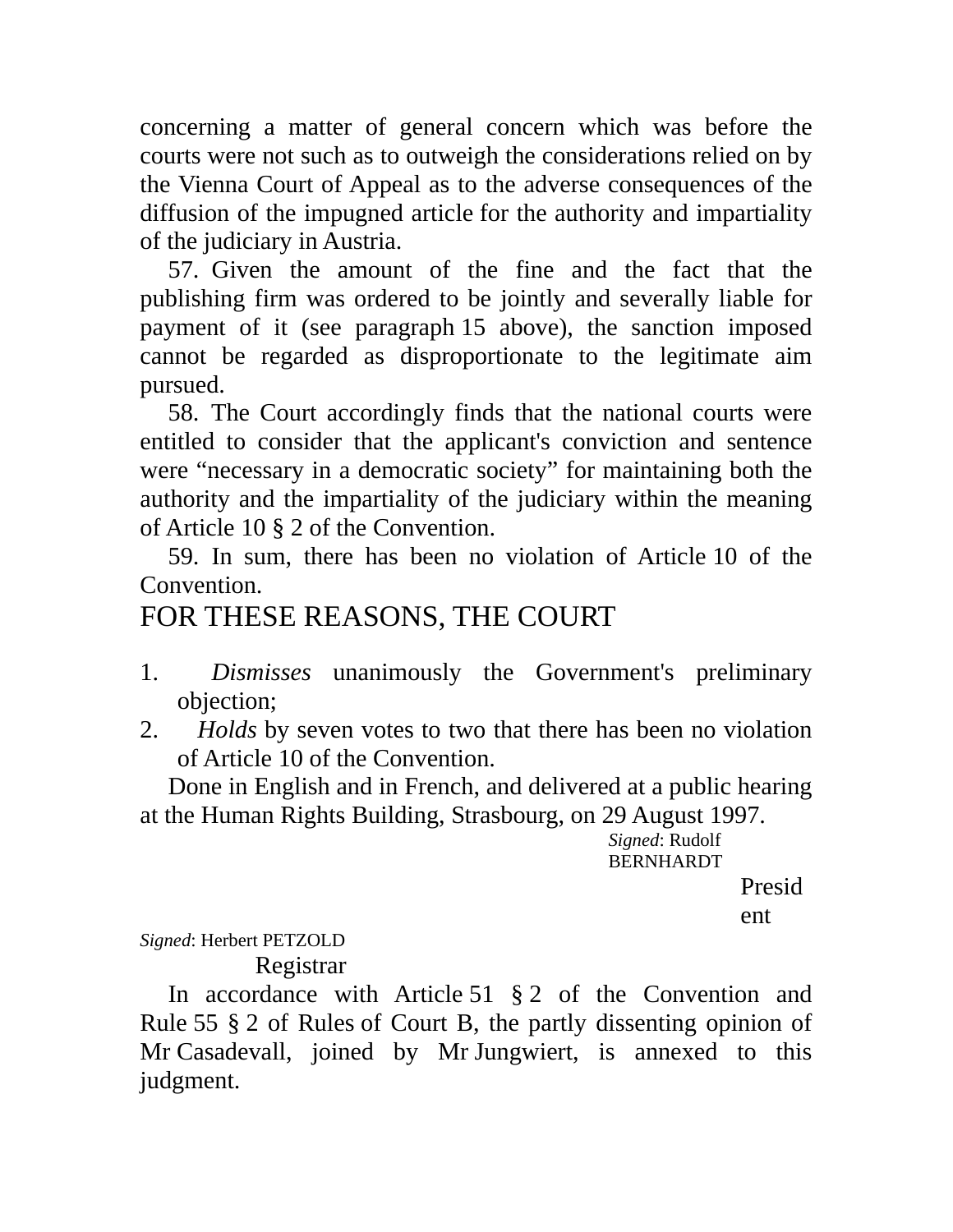concerning a matter of general concern which was before the courts were not such as to outweigh the considerations relied on by the Vienna Court of Appeal as to the adverse consequences of the diffusion of the impugned article for the authority and impartiality of the judiciary in Austria.

57. Given the amount of the fine and the fact that the publishing firm was ordered to be jointly and severally liable for payment of it (see paragraph 15 above), the sanction imposed cannot be regarded as disproportionate to the legitimate aim pursued.

58. The Court accordingly finds that the national courts were entitled to consider that the applicant's conviction and sentence were "necessary in a democratic society" for maintaining both the authority and the impartiality of the judiciary within the meaning of Article 10 § 2 of the Convention.

59. In sum, there has been no violation of Article 10 of the Convention.

# FOR THESE REASONS, THE COURT

1. *Dismisses* unanimously the Government's preliminary objection;
2. *Holds* by seven votes to two that there has been no violation of Article 10 of the Convention.

Done in English and in French, and delivered at a public hearing at the Human Rights Building, Strasbourg, on 29 August 1997.

*Signed*: Rudolf BERNHARDT
President

*Signed*: Herbert PETZOLD
Registrar

In accordance with Article 51 § 2 of the Convention and Rule 55 § 2 of Rules of Court B, the partly dissenting opinion of Mr Casadevall, joined by Mr Jungwiert, is annexed to this judgment.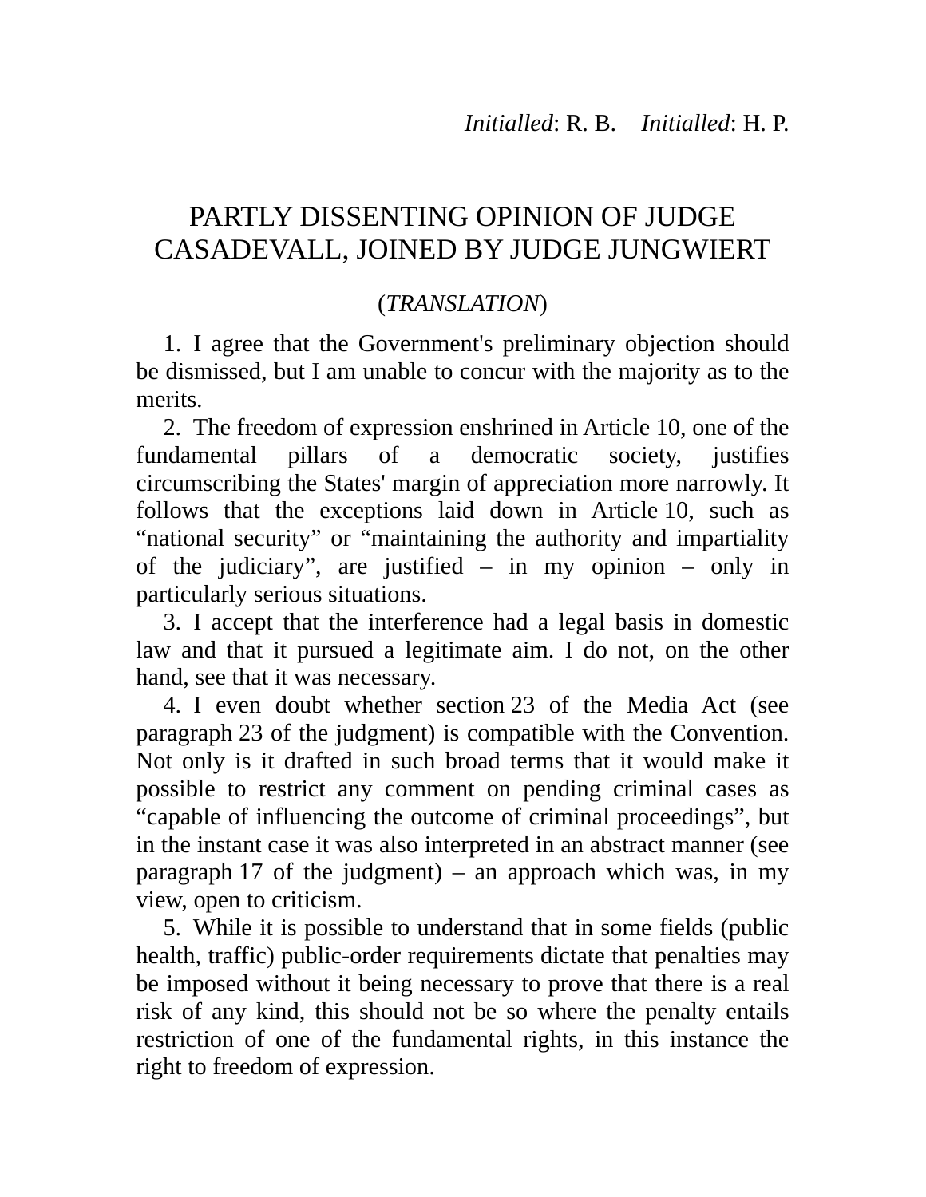*Initialled*: R. B.    *Initialled*: H. P.

# PARTLY DISSENTING OPINION OF JUDGE CASADEVALL, JOINED BY JUDGE JUNGWIERT

(*TRANSLATION*)

1. I agree that the Government's preliminary objection should be dismissed, but I am unable to concur with the majority as to the merits.

2. The freedom of expression enshrined in Article 10, one of the fundamental pillars of a democratic society, justifies circumscribing the States' margin of appreciation more narrowly. It follows that the exceptions laid down in Article 10, such as "national security" or "maintaining the authority and impartiality of the judiciary", are justified – in my opinion – only in particularly serious situations.

3. I accept that the interference had a legal basis in domestic law and that it pursued a legitimate aim. I do not, on the other hand, see that it was necessary.

4. I even doubt whether section 23 of the Media Act (see paragraph 23 of the judgment) is compatible with the Convention. Not only is it drafted in such broad terms that it would make it possible to restrict any comment on pending criminal cases as "capable of influencing the outcome of criminal proceedings", but in the instant case it was also interpreted in an abstract manner (see paragraph 17 of the judgment) – an approach which was, in my view, open to criticism.

5. While it is possible to understand that in some fields (public health, traffic) public-order requirements dictate that penalties may be imposed without it being necessary to prove that there is a real risk of any kind, this should not be so where the penalty entails restriction of one of the fundamental rights, in this instance the right to freedom of expression.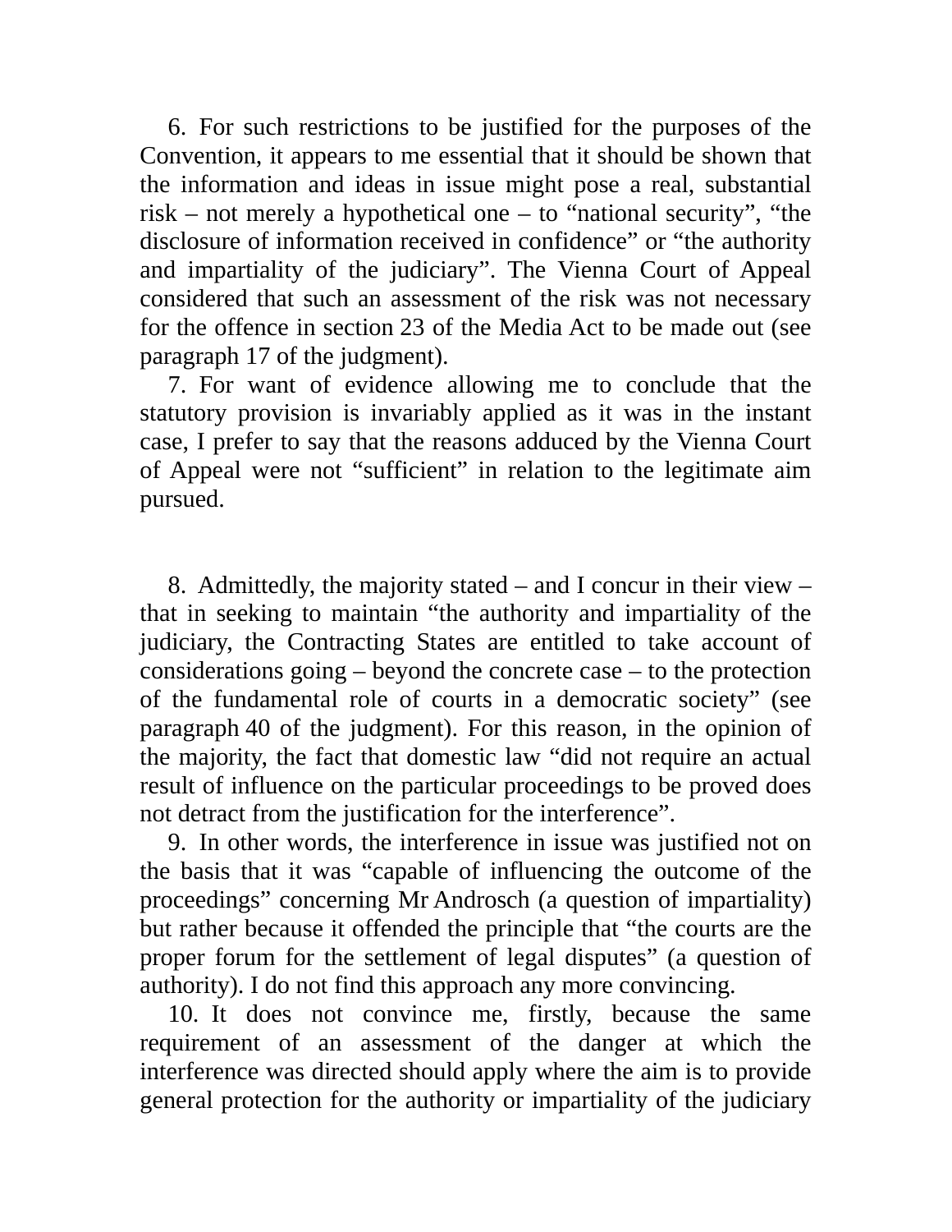6. For such restrictions to be justified for the purposes of the Convention, it appears to me essential that it should be shown that the information and ideas in issue might pose a real, substantial risk – not merely a hypothetical one – to "national security", "the disclosure of information received in confidence" or "the authority and impartiality of the judiciary". The Vienna Court of Appeal considered that such an assessment of the risk was not necessary for the offence in section 23 of the Media Act to be made out (see paragraph 17 of the judgment).

7. For want of evidence allowing me to conclude that the statutory provision is invariably applied as it was in the instant case, I prefer to say that the reasons adduced by the Vienna Court of Appeal were not "sufficient" in relation to the legitimate aim pursued.

8. Admittedly, the majority stated – and I concur in their view – that in seeking to maintain "the authority and impartiality of the judiciary, the Contracting States are entitled to take account of considerations going – beyond the concrete case – to the protection of the fundamental role of courts in a democratic society" (see paragraph 40 of the judgment). For this reason, in the opinion of the majority, the fact that domestic law "did not require an actual result of influence on the particular proceedings to be proved does not detract from the justification for the interference".

9. In other words, the interference in issue was justified not on the basis that it was "capable of influencing the outcome of the proceedings" concerning Mr Androsch (a question of impartiality) but rather because it offended the principle that "the courts are the proper forum for the settlement of legal disputes" (a question of authority). I do not find this approach any more convincing.

10. It does not convince me, firstly, because the same requirement of an assessment of the danger at which the interference was directed should apply where the aim is to provide general protection for the authority or impartiality of the judiciary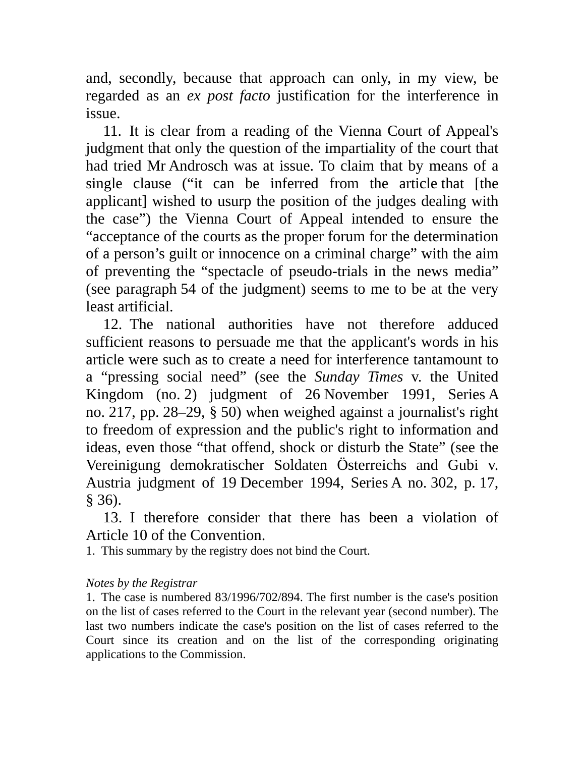and, secondly, because that approach can only, in my view, be regarded as an *ex post facto* justification for the interference in issue.

11. It is clear from a reading of the Vienna Court of Appeal's judgment that only the question of the impartiality of the court that had tried Mr Androsch was at issue. To claim that by means of a single clause ("it can be inferred from the article that [the applicant] wished to usurp the position of the judges dealing with the case") the Vienna Court of Appeal intended to ensure the "acceptance of the courts as the proper forum for the determination of a person's guilt or innocence on a criminal charge" with the aim of preventing the "spectacle of pseudo-trials in the news media" (see paragraph 54 of the judgment) seems to me to be at the very least artificial.

12. The national authorities have not therefore adduced sufficient reasons to persuade me that the applicant's words in his article were such as to create a need for interference tantamount to a "pressing social need" (see the *Sunday Times* v. the United Kingdom (no. 2) judgment of 26 November 1991, Series A no. 217, pp. 28–29, § 50) when weighed against a journalist's right to freedom of expression and the public's right to information and ideas, even those "that offend, shock or disturb the State" (see the Vereinigung demokratischer Soldaten Österreichs and Gubi v. Austria judgment of 19 December 1994, Series A no. 302, p. 17, § 36).

13. I therefore consider that there has been a violation of Article 10 of the Convention.

1. This summary by the registry does not bind the Court.

*Notes by the Registrar*

1. The case is numbered 83/1996/702/894. The first number is the case's position on the list of cases referred to the Court in the relevant year (second number). The last two numbers indicate the case's position on the list of cases referred to the Court since its creation and on the list of the corresponding originating applications to the Commission.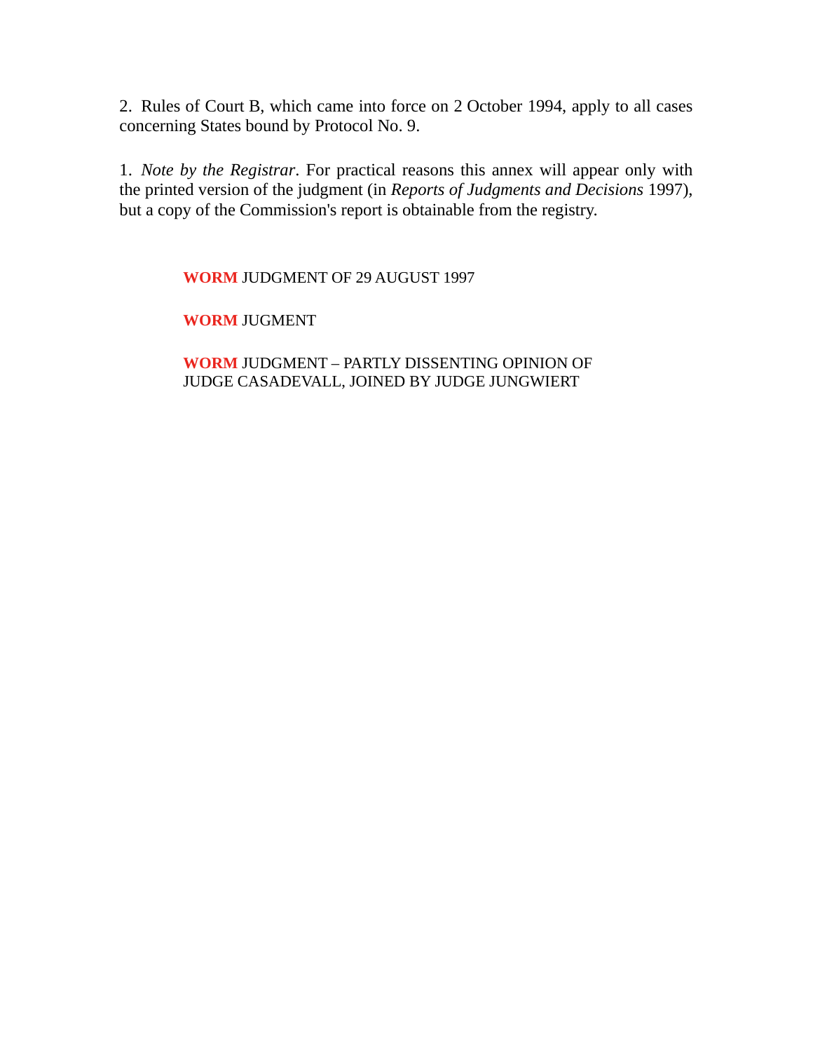2. Rules of Court B, which came into force on 2 October 1994, apply to all cases concerning States bound by Protocol No. 9.

1. *Note by the Registrar*. For practical reasons this annex will appear only with the printed version of the judgment (in *Reports of Judgments and Decisions* 1997), but a copy of the Commission's report is obtainable from the registry.

**WORM** JUDGMENT OF 29 AUGUST 1997

**WORM** JUGMENT

**WORM** JUDGMENT – PARTLY DISSENTING OPINION OF JUDGE CASADEVALL, JOINED BY JUDGE JUNGWIERT